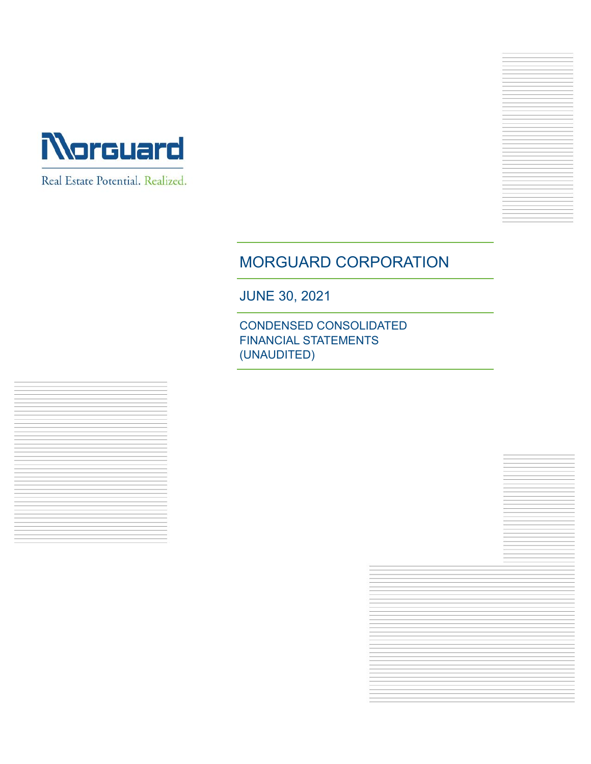Morguard

Real Estate Potential. Realized.

# MORGUARD CORPORATION

## JUNE 30, 2021

### CONDENSED CONSOLIDATED FINANCIAL STATEMENTS (UNAUDITED)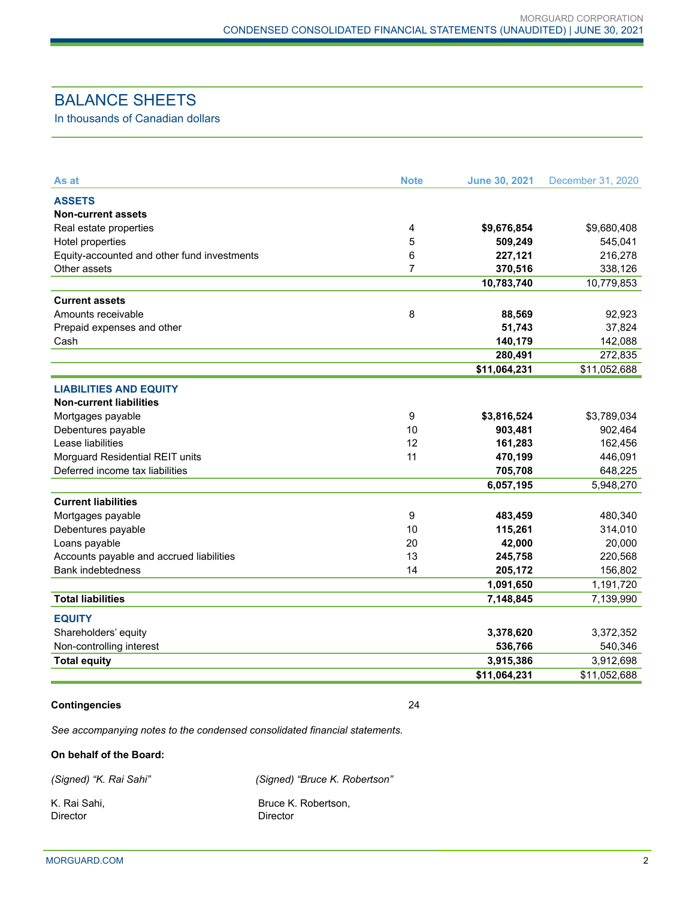# BALANCE SHEETS

In thousands of Canadian dollars

| As at | Note | June 30, 2021 | December 31, 2020 |
|---|---|---|---|
| **ASSETS** | | | |
| **Non-current assets** | | | |
| Real estate properties | 4 | **$9,676,854** | $9,680,408 |
| Hotel properties | 5 | **509,249** | 545,041 |
| Equity-accounted and other fund investments | 6 | **227,121** | 216,278 |
| Other assets | 7 | **370,516** | 338,126 |
| | | **10,783,740** | 10,779,853 |
| **Current assets** | | | |
| Amounts receivable | 8 | **88,569** | 92,923 |
| Prepaid expenses and other | | **51,743** | 37,824 |
| Cash | | **140,179** | 142,088 |
| | | **280,491** | 272,835 |
| | | **$11,064,231** | $11,052,688 |
| **LIABILITIES AND EQUITY** | | | |
| **Non-current liabilities** | | | |
| Mortgages payable | 9 | **$3,816,524** | $3,789,034 |
| Debentures payable | 10 | **903,481** | 902,464 |
| Lease liabilities | 12 | **161,283** | 162,456 |
| Morguard Residential REIT units | 11 | **470,199** | 446,091 |
| Deferred income tax liabilities | | **705,708** | 648,225 |
| | | **6,057,195** | 5,948,270 |
| **Current liabilities** | | | |
| Mortgages payable | 9 | **483,459** | 480,340 |
| Debentures payable | 10 | **115,261** | 314,010 |
| Loans payable | 20 | **42,000** | 20,000 |
| Accounts payable and accrued liabilities | 13 | **245,758** | 220,568 |
| Bank indebtedness | 14 | **205,172** | 156,802 |
| | | **1,091,650** | 1,191,720 |
| **Total liabilities** | | **7,148,845** | 7,139,990 |
| **EQUITY** | | | |
| Shareholders' equity | | **3,378,620** | 3,372,352 |
| Non-controlling interest | | **536,766** | 540,346 |
| **Total equity** | | **3,915,386** | 3,912,698 |
| | | **$11,064,231** | $11,052,688 |

**Contingencies** 24

*See accompanying notes to the condensed consolidated financial statements.*

**On behalf of the Board:**

*(Signed) "K. Rai Sahi"*

K. Rai Sahi,
Director

*(Signed) "Bruce K. Robertson"*

Bruce K. Robertson,
Director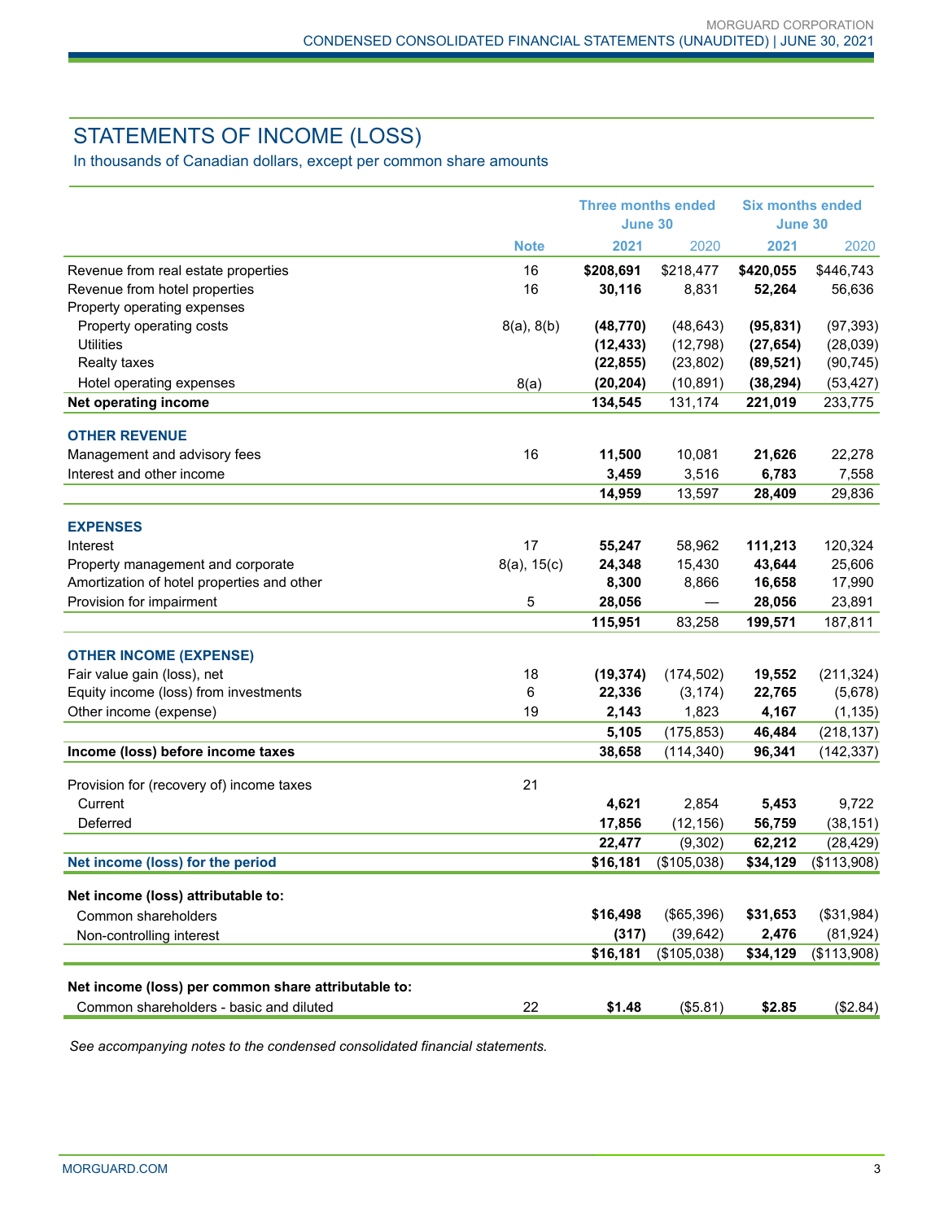# STATEMENTS OF INCOME (LOSS)

In thousands of Canadian dollars, except per common share amounts

| | Note | Three months ended June 30 | | Six months ended June 30 | |
|---|---|---|---|---|---|
| | | **2021** | 2020 | **2021** | 2020 |
| Revenue from real estate properties | 16 | **$208,691** | $218,477 | **$420,055** | $446,743 |
| Revenue from hotel properties | 16 | **30,116** | 8,831 | **52,264** | 56,636 |
| Property operating expenses | | | | | |
| Property operating costs | 8(a), 8(b) | **(48,770)** | (48,643) | **(95,831)** | (97,393) |
| Utilities | | **(12,433)** | (12,798) | **(27,654)** | (28,039) |
| Realty taxes | | **(22,855)** | (23,802) | **(89,521)** | (90,745) |
| Hotel operating expenses | 8(a) | **(20,204)** | (10,891) | **(38,294)** | (53,427) |
| **Net operating income** | | **134,545** | 131,174 | **221,019** | 233,775 |
| **OTHER REVENUE** | | | | | |
| Management and advisory fees | 16 | **11,500** | 10,081 | **21,626** | 22,278 |
| Interest and other income | | **3,459** | 3,516 | **6,783** | 7,558 |
| | | **14,959** | 13,597 | **28,409** | 29,836 |
| **EXPENSES** | | | | | |
| Interest | 17 | **55,247** | 58,962 | **111,213** | 120,324 |
| Property management and corporate | 8(a), 15(c) | **24,348** | 15,430 | **43,644** | 25,606 |
| Amortization of hotel properties and other | | **8,300** | 8,866 | **16,658** | 17,990 |
| Provision for impairment | 5 | **28,056** | — | **28,056** | 23,891 |
| | | **115,951** | 83,258 | **199,571** | 187,811 |
| **OTHER INCOME (EXPENSE)** | | | | | |
| Fair value gain (loss), net | 18 | **(19,374)** | (174,502) | **19,552** | (211,324) |
| Equity income (loss) from investments | 6 | **22,336** | (3,174) | **22,765** | (5,678) |
| Other income (expense) | 19 | **2,143** | 1,823 | **4,167** | (1,135) |
| | | **5,105** | (175,853) | **46,484** | (218,137) |
| **Income (loss) before income taxes** | | **38,658** | (114,340) | **96,341** | (142,337) |
| Provision for (recovery of) income taxes | 21 | | | | |
| Current | | **4,621** | 2,854 | **5,453** | 9,722 |
| Deferred | | **17,856** | (12,156) | **56,759** | (38,151) |
| | | **22,477** | (9,302) | **62,212** | (28,429) |
| **Net income (loss) for the period** | | **$16,181** | ($105,038) | **$34,129** | ($113,908) |
| **Net income (loss) attributable to:** | | | | | |
| Common shareholders | | **$16,498** | ($65,396) | **$31,653** | ($31,984) |
| Non-controlling interest | | **(317)** | (39,642) | **2,476** | (81,924) |
| | | **$16,181** | ($105,038) | **$34,129** | ($113,908) |
| **Net income (loss) per common share attributable to:** | | | | | |
| Common shareholders - basic and diluted | 22 | **$1.48** | ($5.81) | **$2.85** | ($2.84) |

*See accompanying notes to the condensed consolidated financial statements.*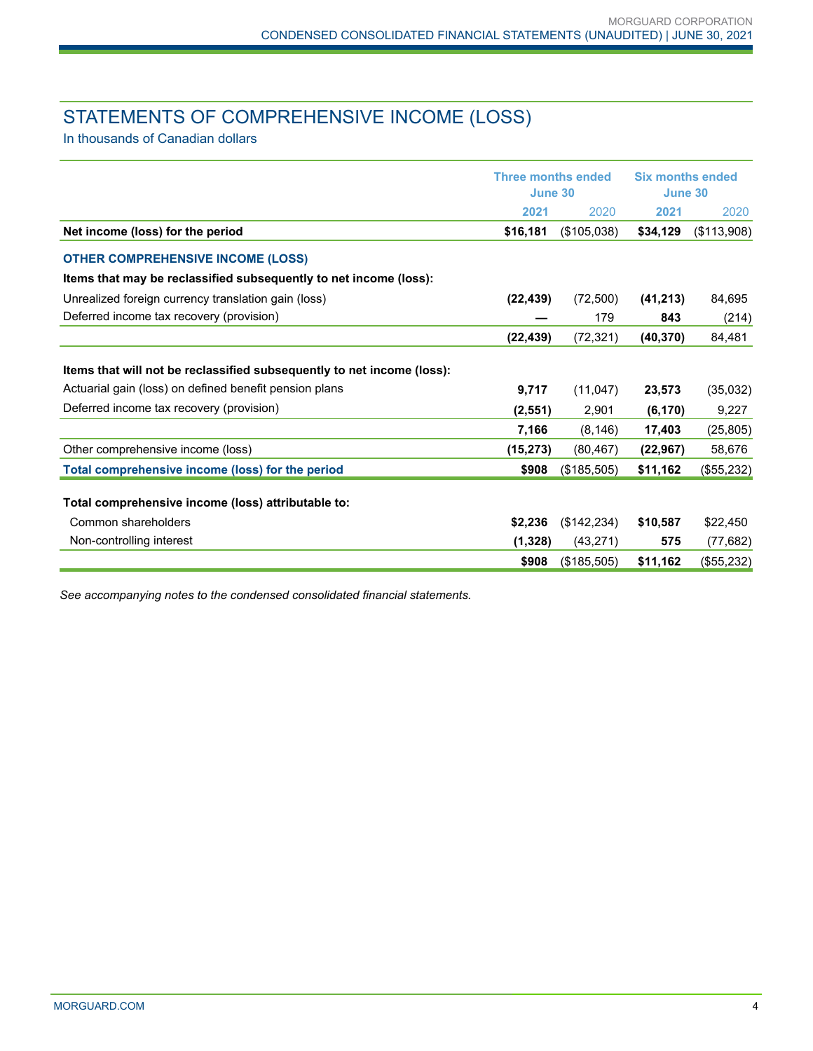# STATEMENTS OF COMPREHENSIVE INCOME (LOSS)

In thousands of Canadian dollars

| | Three months ended June 30 | | Six months ended June 30 | |
|---|---|---|---|---|
| | **2021** | 2020 | **2021** | 2020 |
| **Net income (loss) for the period** | **$16,181** | ($105,038) | **$34,129** | ($113,908) |
| **OTHER COMPREHENSIVE INCOME (LOSS)** | | | | |
| **Items that may be reclassified subsequently to net income (loss):** | | | | |
| Unrealized foreign currency translation gain (loss) | **(22,439)** | (72,500) | **(41,213)** | 84,695 |
| Deferred income tax recovery (provision) | **—** | 179 | **843** | (214) |
| | **(22,439)** | (72,321) | **(40,370)** | 84,481 |
| **Items that will not be reclassified subsequently to net income (loss):** | | | | |
| Actuarial gain (loss) on defined benefit pension plans | **9,717** | (11,047) | **23,573** | (35,032) |
| Deferred income tax recovery (provision) | **(2,551)** | 2,901 | **(6,170)** | 9,227 |
| | **7,166** | (8,146) | **17,403** | (25,805) |
| Other comprehensive income (loss) | **(15,273)** | (80,467) | **(22,967)** | 58,676 |
| **Total comprehensive income (loss) for the period** | **$908** | ($185,505) | **$11,162** | ($55,232) |
| **Total comprehensive income (loss) attributable to:** | | | | |
| Common shareholders | **$2,236** | ($142,234) | **$10,587** | $22,450 |
| Non-controlling interest | **(1,328)** | (43,271) | **575** | (77,682) |
| | **$908** | ($185,505) | **$11,162** | ($55,232) |

*See accompanying notes to the condensed consolidated financial statements.*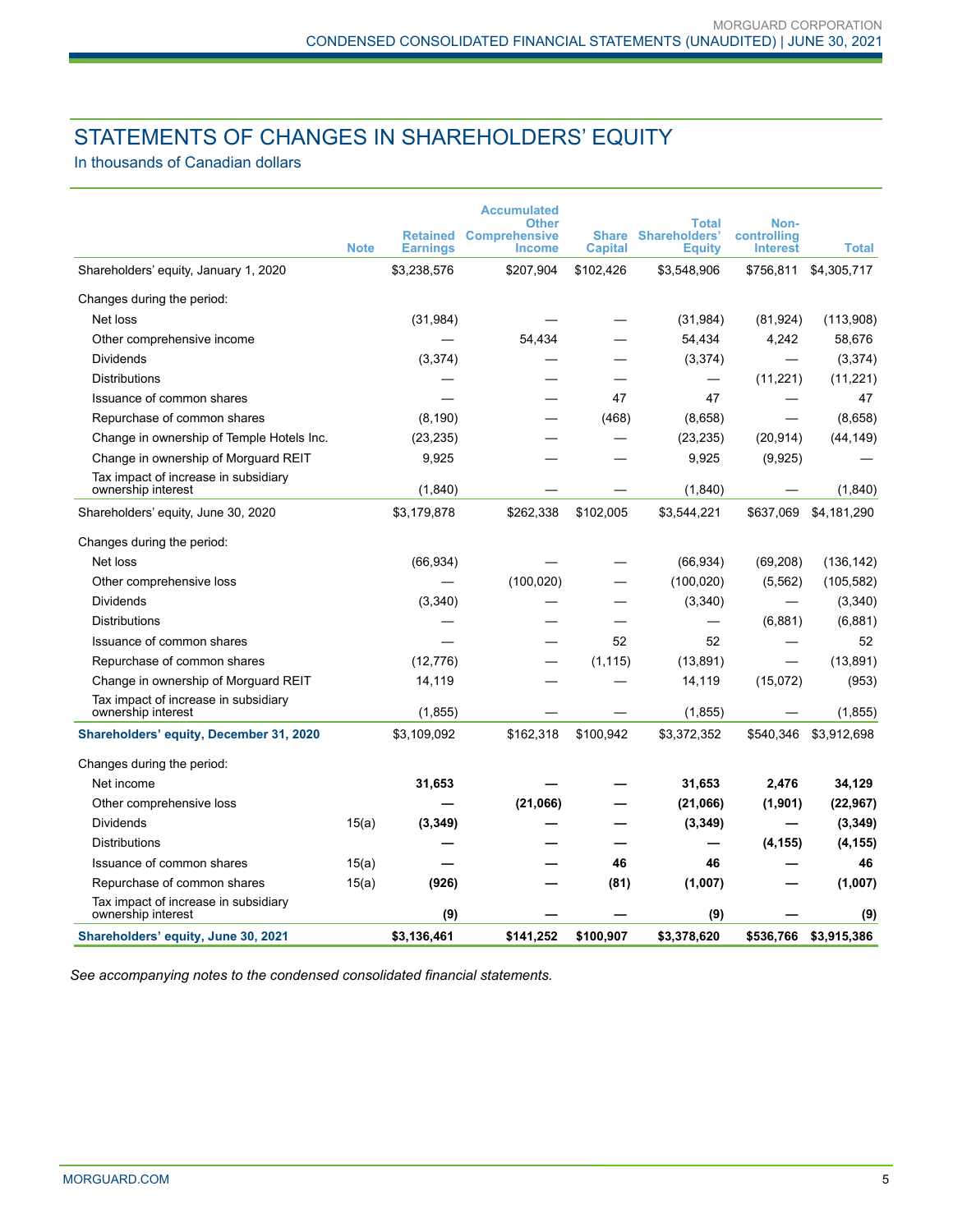# STATEMENTS OF CHANGES IN SHAREHOLDERS' EQUITY

In thousands of Canadian dollars

| | Note | Retained Earnings | Accumulated Other Comprehensive Income | Share Capital | Total Shareholders' Equity | Non-controlling Interest | Total |
|---|---|---|---|---|---|---|---|
| Shareholders' equity, January 1, 2020 | | $3,238,576 | $207,904 | $102,426 | $3,548,906 | $756,811 | $4,305,717 |
| Changes during the period: | | | | | | | |
| Net loss | | (31,984) | — | — | (31,984) | (81,924) | (113,908) |
| Other comprehensive income | | — | 54,434 | — | 54,434 | 4,242 | 58,676 |
| Dividends | | (3,374) | — | — | (3,374) | — | (3,374) |
| Distributions | | — | — | — | — | (11,221) | (11,221) |
| Issuance of common shares | | — | — | 47 | 47 | — | 47 |
| Repurchase of common shares | | (8,190) | — | (468) | (8,658) | — | (8,658) |
| Change in ownership of Temple Hotels Inc. | | (23,235) | — | — | (23,235) | (20,914) | (44,149) |
| Change in ownership of Morguard REIT | | 9,925 | — | — | 9,925 | (9,925) | — |
| Tax impact of increase in subsidiary ownership interest | | (1,840) | — | — | (1,840) | — | (1,840) |
| Shareholders' equity, June 30, 2020 | | $3,179,878 | $262,338 | $102,005 | $3,544,221 | $637,069 | $4,181,290 |
| Changes during the period: | | | | | | | |
| Net loss | | (66,934) | — | — | (66,934) | (69,208) | (136,142) |
| Other comprehensive loss | | — | (100,020) | — | (100,020) | (5,562) | (105,582) |
| Dividends | | (3,340) | — | — | (3,340) | — | (3,340) |
| Distributions | | — | — | — | — | (6,881) | (6,881) |
| Issuance of common shares | | — | — | 52 | 52 | — | 52 |
| Repurchase of common shares | | (12,776) | — | (1,115) | (13,891) | — | (13,891) |
| Change in ownership of Morguard REIT | | 14,119 | — | — | 14,119 | (15,072) | (953) |
| Tax impact of increase in subsidiary ownership interest | | (1,855) | — | — | (1,855) | — | (1,855) |
| **Shareholders' equity, December 31, 2020** | | $3,109,092 | $162,318 | $100,942 | $3,372,352 | $540,346 | $3,912,698 |
| Changes during the period: | | | | | | | |
| Net income | | **31,653** | **—** | **—** | **31,653** | **2,476** | **34,129** |
| Other comprehensive loss | | **—** | **(21,066)** | **—** | **(21,066)** | **(1,901)** | **(22,967)** |
| Dividends | 15(a) | **(3,349)** | **—** | **—** | **(3,349)** | **—** | **(3,349)** |
| Distributions | | **—** | **—** | **—** | **—** | **(4,155)** | **(4,155)** |
| Issuance of common shares | 15(a) | **—** | **—** | **46** | **46** | **—** | **46** |
| Repurchase of common shares | 15(a) | **(926)** | **—** | **(81)** | **(1,007)** | **—** | **(1,007)** |
| Tax impact of increase in subsidiary ownership interest | | **(9)** | **—** | **—** | **(9)** | **—** | **(9)** |
| **Shareholders' equity, June 30, 2021** | | **$3,136,461** | **$141,252** | **$100,907** | **$3,378,620** | **$536,766** | **$3,915,386** |

*See accompanying notes to the condensed consolidated financial statements.*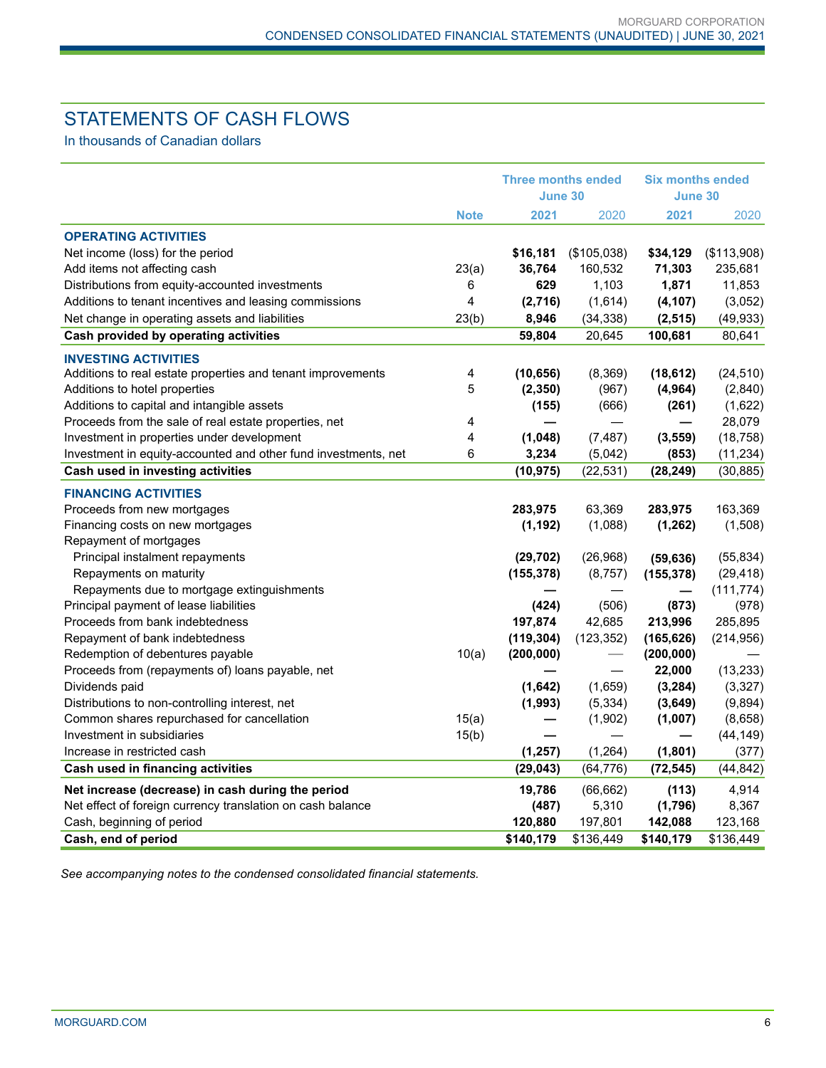# STATEMENTS OF CASH FLOWS

In thousands of Canadian dollars

| | Note | Three months ended June 30 | | Six months ended June 30 | |
|---|---|---|---|---|---|
| | | **2021** | 2020 | **2021** | 2020 |
| **OPERATING ACTIVITIES** | | | | | |
| Net income (loss) for the period | | **$16,181** | ($105,038) | **$34,129** | ($113,908) |
| Add items not affecting cash | 23(a) | **36,764** | 160,532 | **71,303** | 235,681 |
| Distributions from equity-accounted investments | 6 | **629** | 1,103 | **1,871** | 11,853 |
| Additions to tenant incentives and leasing commissions | 4 | **(2,716)** | (1,614) | **(4,107)** | (3,052) |
| Net change in operating assets and liabilities | 23(b) | **8,946** | (34,338) | **(2,515)** | (49,933) |
| **Cash provided by operating activities** | | **59,804** | 20,645 | **100,681** | 80,641 |
| **INVESTING ACTIVITIES** | | | | | |
| Additions to real estate properties and tenant improvements | 4 | **(10,656)** | (8,369) | **(18,612)** | (24,510) |
| Additions to hotel properties | 5 | **(2,350)** | (967) | **(4,964)** | (2,840) |
| Additions to capital and intangible assets | | **(155)** | (666) | **(261)** | (1,622) |
| Proceeds from the sale of real estate properties, net | 4 | **—** | — | **—** | 28,079 |
| Investment in properties under development | 4 | **(1,048)** | (7,487) | **(3,559)** | (18,758) |
| Investment in equity-accounted and other fund investments, net | 6 | **3,234** | (5,042) | **(853)** | (11,234) |
| **Cash used in investing activities** | | **(10,975)** | (22,531) | **(28,249)** | (30,885) |
| **FINANCING ACTIVITIES** | | | | | |
| Proceeds from new mortgages | | **283,975** | 63,369 | **283,975** | 163,369 |
| Financing costs on new mortgages | | **(1,192)** | (1,088) | **(1,262)** | (1,508) |
| Repayment of mortgages | | | | | |
| Principal instalment repayments | | **(29,702)** | (26,968) | **(59,636)** | (55,834) |
| Repayments on maturity | | **(155,378)** | (8,757) | **(155,378)** | (29,418) |
| Repayments due to mortgage extinguishments | | **—** | — | **—** | (111,774) |
| Principal payment of lease liabilities | | **(424)** | (506) | **(873)** | (978) |
| Proceeds from bank indebtedness | | **197,874** | 42,685 | **213,996** | 285,895 |
| Repayment of bank indebtedness | | **(119,304)** | (123,352) | **(165,626)** | (214,956) |
| Redemption of debentures payable | 10(a) | **(200,000)** | — | **(200,000)** | — |
| Proceeds from (repayments of) loans payable, net | | **—** | — | **22,000** | (13,233) |
| Dividends paid | | **(1,642)** | (1,659) | **(3,284)** | (3,327) |
| Distributions to non-controlling interest, net | | **(1,993)** | (5,334) | **(3,649)** | (9,894) |
| Common shares repurchased for cancellation | 15(a) | **—** | (1,902) | **(1,007)** | (8,658) |
| Investment in subsidiaries | 15(b) | **—** | — | **—** | (44,149) |
| Increase in restricted cash | | **(1,257)** | (1,264) | **(1,801)** | (377) |
| **Cash used in financing activities** | | **(29,043)** | (64,776) | **(72,545)** | (44,842) |
| **Net increase (decrease) in cash during the period** | | **19,786** | (66,662) | **(113)** | 4,914 |
| Net effect of foreign currency translation on cash balance | | **(487)** | 5,310 | **(1,796)** | 8,367 |
| Cash, beginning of period | | **120,880** | 197,801 | **142,088** | 123,168 |
| **Cash, end of period** | | **$140,179** | $136,449 | **$140,179** | $136,449 |

*See accompanying notes to the condensed consolidated financial statements.*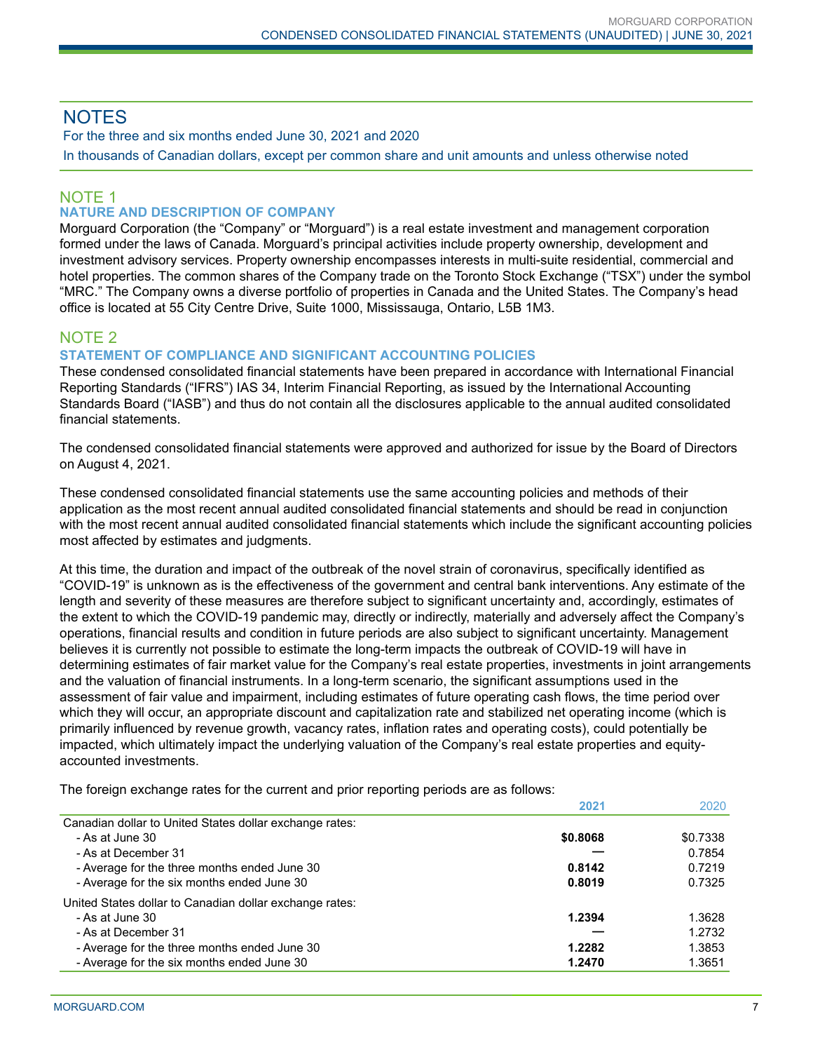# NOTES

For the three and six months ended June 30, 2021 and 2020

In thousands of Canadian dollars, except per common share and unit amounts and unless otherwise noted

## NOTE 1

### NATURE AND DESCRIPTION OF COMPANY

Morguard Corporation (the "Company" or "Morguard") is a real estate investment and management corporation formed under the laws of Canada. Morguard's principal activities include property ownership, development and investment advisory services. Property ownership encompasses interests in multi-suite residential, commercial and hotel properties. The common shares of the Company trade on the Toronto Stock Exchange ("TSX") under the symbol "MRC." The Company owns a diverse portfolio of properties in Canada and the United States. The Company's head office is located at 55 City Centre Drive, Suite 1000, Mississauga, Ontario, L5B 1M3.

## NOTE 2

### STATEMENT OF COMPLIANCE AND SIGNIFICANT ACCOUNTING POLICIES

These condensed consolidated financial statements have been prepared in accordance with International Financial Reporting Standards ("IFRS") IAS 34, Interim Financial Reporting, as issued by the International Accounting Standards Board ("IASB") and thus do not contain all the disclosures applicable to the annual audited consolidated financial statements.

The condensed consolidated financial statements were approved and authorized for issue by the Board of Directors on August 4, 2021.

These condensed consolidated financial statements use the same accounting policies and methods of their application as the most recent annual audited consolidated financial statements and should be read in conjunction with the most recent annual audited consolidated financial statements which include the significant accounting policies most affected by estimates and judgments.

At this time, the duration and impact of the outbreak of the novel strain of coronavirus, specifically identified as "COVID-19" is unknown as is the effectiveness of the government and central bank interventions. Any estimate of the length and severity of these measures are therefore subject to significant uncertainty and, accordingly, estimates of the extent to which the COVID-19 pandemic may, directly or indirectly, materially and adversely affect the Company's operations, financial results and condition in future periods are also subject to significant uncertainty. Management believes it is currently not possible to estimate the long-term impacts the outbreak of COVID-19 will have in determining estimates of fair market value for the Company's real estate properties, investments in joint arrangements and the valuation of financial instruments. In a long-term scenario, the significant assumptions used in the assessment of fair value and impairment, including estimates of future operating cash flows, the time period over which they will occur, an appropriate discount and capitalization rate and stabilized net operating income (which is primarily influenced by revenue growth, vacancy rates, inflation rates and operating costs), could potentially be impacted, which ultimately impact the underlying valuation of the Company's real estate properties and equity-accounted investments.

The foreign exchange rates for the current and prior reporting periods are as follows:

| | 2021 | 2020 |
|---|---|---|
| Canadian dollar to United States dollar exchange rates: | | |
| - As at June 30 | **$0.8068** | $0.7338 |
| - As at December 31 | — | 0.7854 |
| - Average for the three months ended June 30 | **0.8142** | 0.7219 |
| - Average for the six months ended June 30 | **0.8019** | 0.7325 |
| United States dollar to Canadian dollar exchange rates: | | |
| - As at June 30 | **1.2394** | 1.3628 |
| - As at December 31 | — | 1.2732 |
| - Average for the three months ended June 30 | **1.2282** | 1.3853 |
| - Average for the six months ended June 30 | **1.2470** | 1.3651 |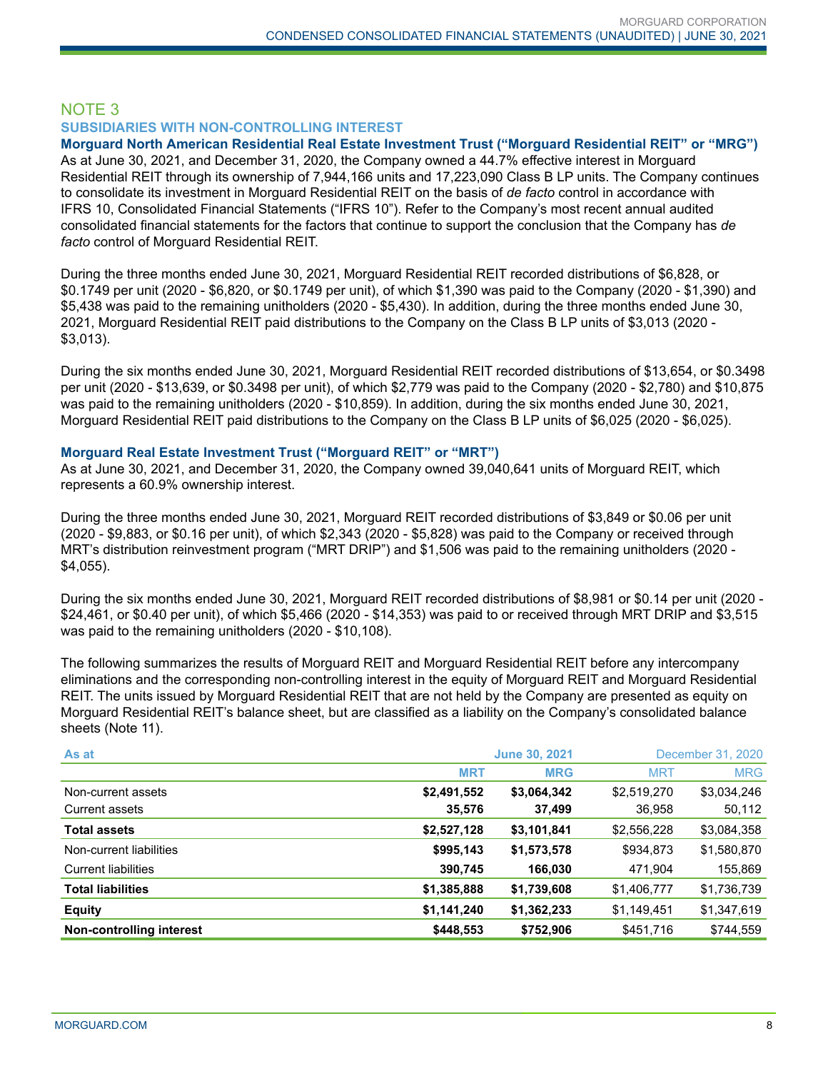## NOTE 3

### SUBSIDIARIES WITH NON-CONTROLLING INTEREST

**Morguard North American Residential Real Estate Investment Trust ("Morguard Residential REIT" or "MRG")**

As at June 30, 2021, and December 31, 2020, the Company owned a 44.7% effective interest in Morguard Residential REIT through its ownership of 7,944,166 units and 17,223,090 Class B LP units. The Company continues to consolidate its investment in Morguard Residential REIT on the basis of *de facto* control in accordance with IFRS 10, Consolidated Financial Statements ("IFRS 10"). Refer to the Company's most recent annual audited consolidated financial statements for the factors that continue to support the conclusion that the Company has *de facto* control of Morguard Residential REIT.

During the three months ended June 30, 2021, Morguard Residential REIT recorded distributions of $6,828, or $0.1749 per unit (2020 - $6,820, or $0.1749 per unit), of which $1,390 was paid to the Company (2020 - $1,390) and $5,438 was paid to the remaining unitholders (2020 - $5,430). In addition, during the three months ended June 30, 2021, Morguard Residential REIT paid distributions to the Company on the Class B LP units of $3,013 (2020 - $3,013).

During the six months ended June 30, 2021, Morguard Residential REIT recorded distributions of $13,654, or $0.3498 per unit (2020 - $13,639, or $0.3498 per unit), of which $2,779 was paid to the Company (2020 - $2,780) and $10,875 was paid to the remaining unitholders (2020 - $10,859). In addition, during the six months ended June 30, 2021, Morguard Residential REIT paid distributions to the Company on the Class B LP units of $6,025 (2020 - $6,025).

**Morguard Real Estate Investment Trust ("Morguard REIT" or "MRT")**

As at June 30, 2021, and December 31, 2020, the Company owned 39,040,641 units of Morguard REIT, which represents a 60.9% ownership interest.

During the three months ended June 30, 2021, Morguard REIT recorded distributions of $3,849 or $0.06 per unit (2020 - $9,883, or $0.16 per unit), of which $2,343 (2020 - $5,828) was paid to the Company or received through MRT's distribution reinvestment program ("MRT DRIP") and $1,506 was paid to the remaining unitholders (2020 - $4,055).

During the six months ended June 30, 2021, Morguard REIT recorded distributions of $8,981 or $0.14 per unit (2020 - $24,461, or $0.40 per unit), of which $5,466 (2020 - $14,353) was paid to or received through MRT DRIP and $3,515 was paid to the remaining unitholders (2020 - $10,108).

The following summarizes the results of Morguard REIT and Morguard Residential REIT before any intercompany eliminations and the corresponding non-controlling interest in the equity of Morguard REIT and Morguard Residential REIT. The units issued by Morguard Residential REIT that are not held by the Company are presented as equity on Morguard Residential REIT's balance sheet, but are classified as a liability on the Company's consolidated balance sheets (Note 11).

| As at | June 30, 2021 | | December 31, 2020 | |
|---|---|---|---|---|
| | **MRT** | **MRG** | MRT | MRG |
| Non-current assets | **$2,491,552** | **$3,064,342** | $2,519,270 | $3,034,246 |
| Current assets | **35,576** | **37,499** | 36,958 | 50,112 |
| **Total assets** | **$2,527,128** | **$3,101,841** | $2,556,228 | $3,084,358 |
| Non-current liabilities | **$995,143** | **$1,573,578** | $934,873 | $1,580,870 |
| Current liabilities | **390,745** | **166,030** | 471,904 | 155,869 |
| **Total liabilities** | **$1,385,888** | **$1,739,608** | $1,406,777 | $1,736,739 |
| **Equity** | **$1,141,240** | **$1,362,233** | $1,149,451 | $1,347,619 |
| **Non-controlling interest** | **$448,553** | **$752,906** | $451,716 | $744,559 |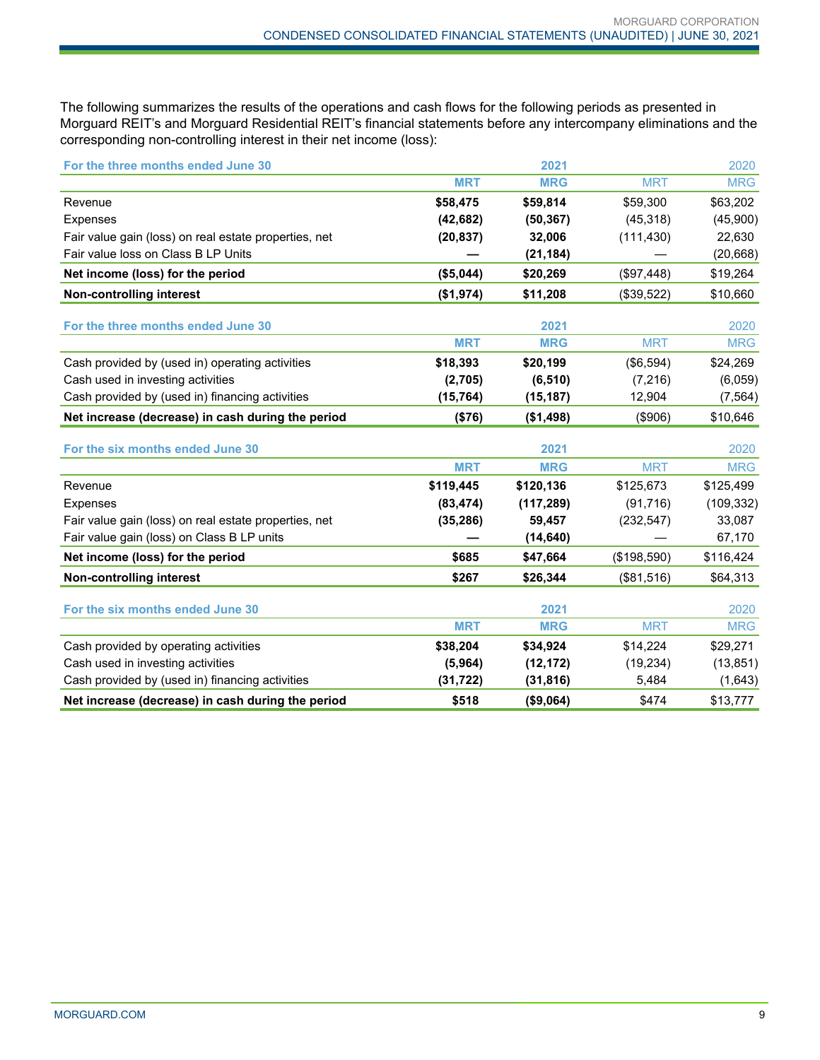The following summarizes the results of the operations and cash flows for the following periods as presented in Morguard REIT's and Morguard Residential REIT's financial statements before any intercompany eliminations and the corresponding non-controlling interest in their net income (loss):

| For the three months ended June 30 | | 2021 | | 2020 |
|---|---|---|---|---|
| | **MRT** | **MRG** | MRT | MRG |
| Revenue | **$58,475** | **$59,814** | $59,300 | $63,202 |
| Expenses | **(42,682)** | **(50,367)** | (45,318) | (45,900) |
| Fair value gain (loss) on real estate properties, net | **(20,837)** | **32,006** | (111,430) | 22,630 |
| Fair value loss on Class B LP Units | **—** | **(21,184)** | — | (20,668) |
| **Net income (loss) for the period** | **($5,044)** | **$20,269** | ($97,448) | $19,264 |
| **Non-controlling interest** | **($1,974)** | **$11,208** | ($39,522) | $10,660 |

| For the three months ended June 30 | | 2021 | | 2020 |
|---|---|---|---|---|
| | **MRT** | **MRG** | MRT | MRG |
| Cash provided by (used in) operating activities | **$18,393** | **$20,199** | ($6,594) | $24,269 |
| Cash used in investing activities | **(2,705)** | **(6,510)** | (7,216) | (6,059) |
| Cash provided by (used in) financing activities | **(15,764)** | **(15,187)** | 12,904 | (7,564) |
| **Net increase (decrease) in cash during the period** | **($76)** | **($1,498)** | ($906) | $10,646 |

| For the six months ended June 30 | | 2021 | | 2020 |
|---|---|---|---|---|
| | **MRT** | **MRG** | MRT | MRG |
| Revenue | **$119,445** | **$120,136** | $125,673 | $125,499 |
| Expenses | **(83,474)** | **(117,289)** | (91,716) | (109,332) |
| Fair value gain (loss) on real estate properties, net | **(35,286)** | **59,457** | (232,547) | 33,087 |
| Fair value gain (loss) on Class B LP units | **—** | **(14,640)** | — | 67,170 |
| **Net income (loss) for the period** | **$685** | **$47,664** | ($198,590) | $116,424 |
| **Non-controlling interest** | **$267** | **$26,344** | ($81,516) | $64,313 |

| For the six months ended June 30 | | 2021 | | 2020 |
|---|---|---|---|---|
| | **MRT** | **MRG** | MRT | MRG |
| Cash provided by operating activities | **$38,204** | **$34,924** | $14,224 | $29,271 |
| Cash used in investing activities | **(5,964)** | **(12,172)** | (19,234) | (13,851) |
| Cash provided by (used in) financing activities | **(31,722)** | **(31,816)** | 5,484 | (1,643) |
| **Net increase (decrease) in cash during the period** | **$518** | **($9,064)** | $474 | $13,777 |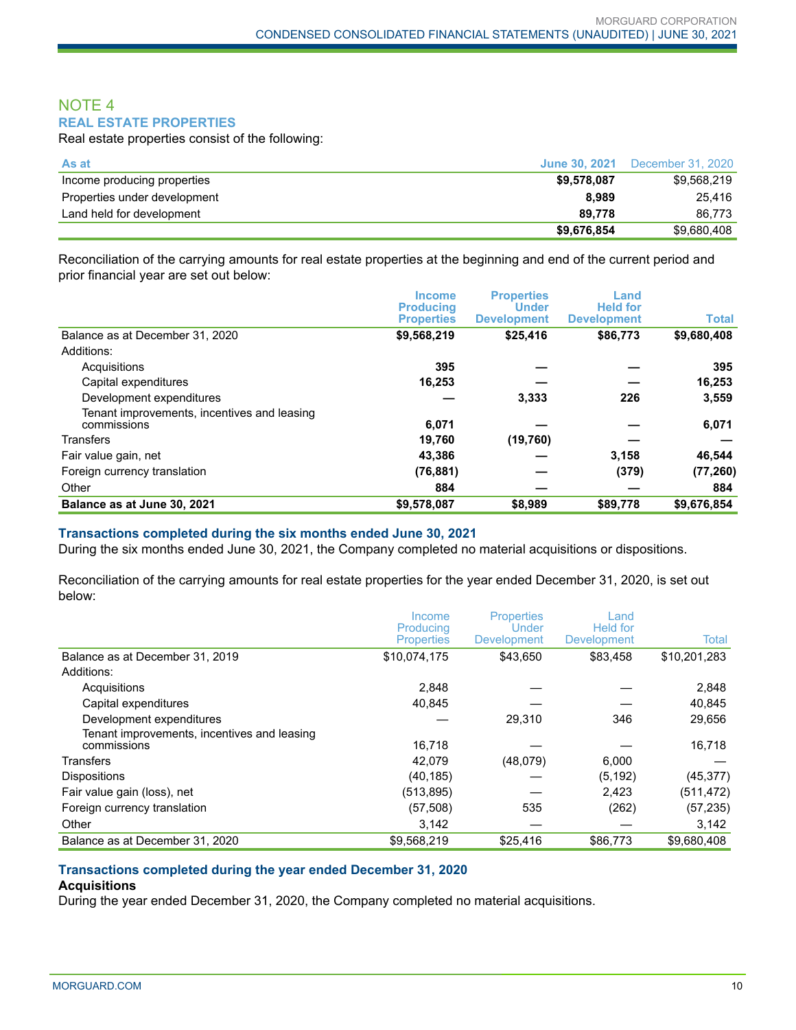## NOTE 4

### REAL ESTATE PROPERTIES

Real estate properties consist of the following:

| As at | June 30, 2021 | December 31, 2020 |
|---|---|---|
| Income producing properties | **$9,578,087** | $9,568,219 |
| Properties under development | **8,989** | 25,416 |
| Land held for development | **89,778** | 86,773 |
| | **$9,676,854** | $9,680,408 |

Reconciliation of the carrying amounts for real estate properties at the beginning and end of the current period and prior financial year are set out below:

| | Income Producing Properties | Properties Under Development | Land Held for Development | Total |
|---|---|---|---|---|
| Balance as at December 31, 2020 | **$9,568,219** | **$25,416** | **$86,773** | **$9,680,408** |
| Additions: | | | | |
| Acquisitions | **395** | **—** | **—** | **395** |
| Capital expenditures | **16,253** | **—** | **—** | **16,253** |
| Development expenditures | **—** | **3,333** | **226** | **3,559** |
| Tenant improvements, incentives and leasing commissions | **6,071** | **—** | **—** | **6,071** |
| Transfers | **19,760** | **(19,760)** | **—** | **—** |
| Fair value gain, net | **43,386** | **—** | **3,158** | **46,544** |
| Foreign currency translation | **(76,881)** | **—** | **(379)** | **(77,260)** |
| Other | **884** | **—** | **—** | **884** |
| **Balance as at June 30, 2021** | **$9,578,087** | **$8,989** | **$89,778** | **$9,676,854** |

### Transactions completed during the six months ended June 30, 2021

During the six months ended June 30, 2021, the Company completed no material acquisitions or dispositions.

Reconciliation of the carrying amounts for real estate properties for the year ended December 31, 2020, is set out below:

| | Income Producing Properties | Properties Under Development | Land Held for Development | Total |
|---|---|---|---|---|
| Balance as at December 31, 2019 | $10,074,175 | $43,650 | $83,458 | $10,201,283 |
| Additions: | | | | |
| Acquisitions | 2,848 | — | — | 2,848 |
| Capital expenditures | 40,845 | — | — | 40,845 |
| Development expenditures | — | 29,310 | 346 | 29,656 |
| Tenant improvements, incentives and leasing commissions | 16,718 | — | — | 16,718 |
| Transfers | 42,079 | (48,079) | 6,000 | — |
| Dispositions | (40,185) | — | (5,192) | (45,377) |
| Fair value gain (loss), net | (513,895) | — | 2,423 | (511,472) |
| Foreign currency translation | (57,508) | 535 | (262) | (57,235) |
| Other | 3,142 | — | — | 3,142 |
| Balance as at December 31, 2020 | $9,568,219 | $25,416 | $86,773 | $9,680,408 |

### Transactions completed during the year ended December 31, 2020

**Acquisitions**

During the year ended December 31, 2020, the Company completed no material acquisitions.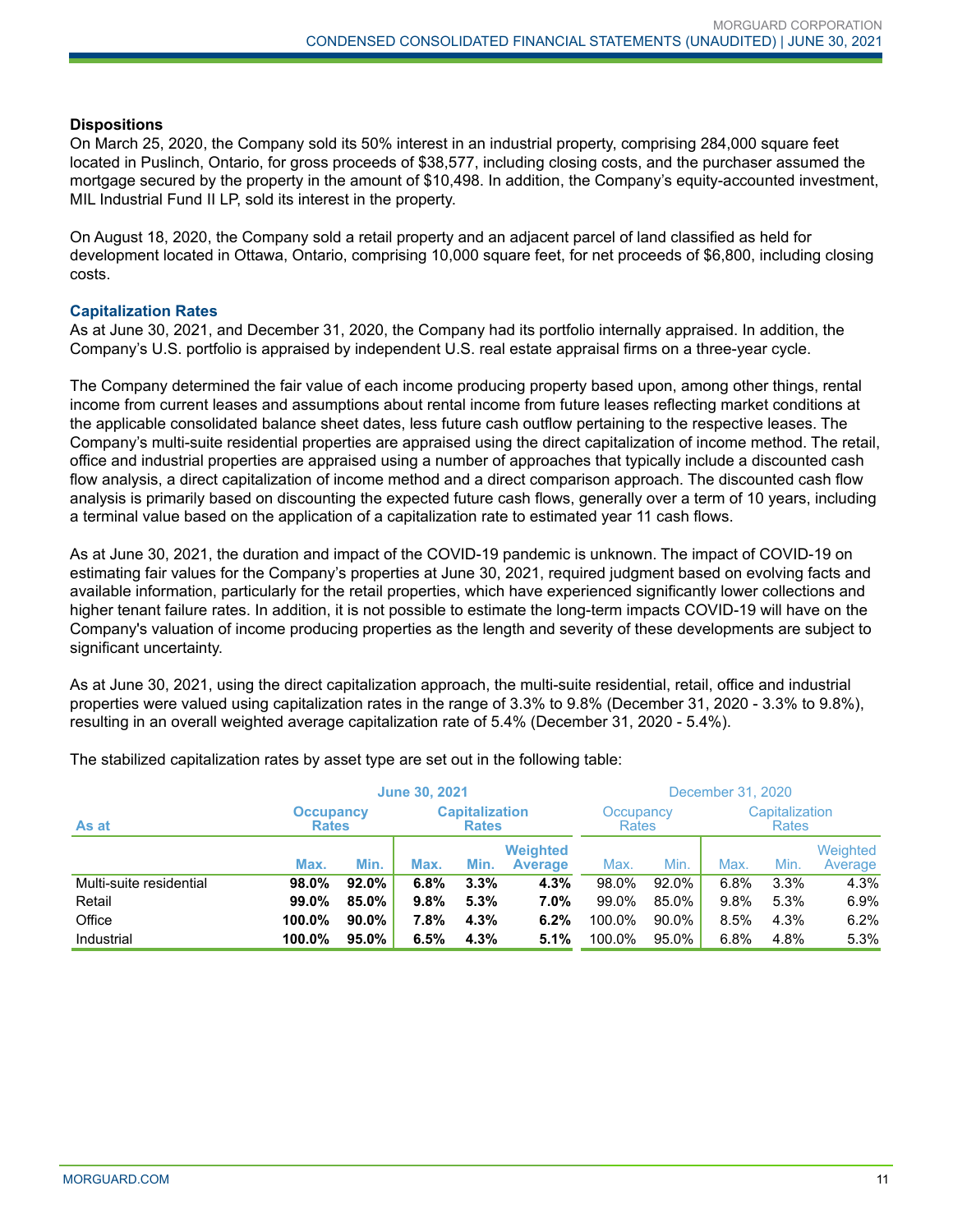**Dispositions**

On March 25, 2020, the Company sold its 50% interest in an industrial property, comprising 284,000 square feet located in Puslinch, Ontario, for gross proceeds of $38,577, including closing costs, and the purchaser assumed the mortgage secured by the property in the amount of $10,498. In addition, the Company's equity-accounted investment, MIL Industrial Fund II LP, sold its interest in the property.

On August 18, 2020, the Company sold a retail property and an adjacent parcel of land classified as held for development located in Ottawa, Ontario, comprising 10,000 square feet, for net proceeds of $6,800, including closing costs.

## Capitalization Rates

As at June 30, 2021, and December 31, 2020, the Company had its portfolio internally appraised. In addition, the Company's U.S. portfolio is appraised by independent U.S. real estate appraisal firms on a three-year cycle.

The Company determined the fair value of each income producing property based upon, among other things, rental income from current leases and assumptions about rental income from future leases reflecting market conditions at the applicable consolidated balance sheet dates, less future cash outflow pertaining to the respective leases. The Company's multi-suite residential properties are appraised using the direct capitalization of income method. The retail, office and industrial properties are appraised using a number of approaches that typically include a discounted cash flow analysis, a direct capitalization of income method and a direct comparison approach. The discounted cash flow analysis is primarily based on discounting the expected future cash flows, generally over a term of 10 years, including a terminal value based on the application of a capitalization rate to estimated year 11 cash flows.

As at June 30, 2021, the duration and impact of the COVID-19 pandemic is unknown. The impact of COVID-19 on estimating fair values for the Company's properties at June 30, 2021, required judgment based on evolving facts and available information, particularly for the retail properties, which have experienced significantly lower collections and higher tenant failure rates. In addition, it is not possible to estimate the long-term impacts COVID-19 will have on the Company's valuation of income producing properties as the length and severity of these developments are subject to significant uncertainty.

As at June 30, 2021, using the direct capitalization approach, the multi-suite residential, retail, office and industrial properties were valued using capitalization rates in the range of 3.3% to 9.8% (December 31, 2020 - 3.3% to 9.8%), resulting in an overall weighted average capitalization rate of 5.4% (December 31, 2020 - 5.4%).

The stabilized capitalization rates by asset type are set out in the following table:

| | June 30, 2021 | | | | | December 31, 2020 | | | | |
|---|---|---|---|---|---|---|---|---|---|---|
| As at | Occupancy Rates | | Capitalization Rates | | | Occupancy Rates | | Capitalization Rates | | |
| | Max. | Min. | Max. | Min. | Weighted Average | Max. | Min. | Max. | Min. | Weighted Average |
| Multi-suite residential | **98.0%** | **92.0%** | **6.8%** | **3.3%** | **4.3%** | 98.0% | 92.0% | 6.8% | 3.3% | 4.3% |
| Retail | **99.0%** | **85.0%** | **9.8%** | **5.3%** | **7.0%** | 99.0% | 85.0% | 9.8% | 5.3% | 6.9% |
| Office | **100.0%** | **90.0%** | **7.8%** | **4.3%** | **6.2%** | 100.0% | 90.0% | 8.5% | 4.3% | 6.2% |
| Industrial | **100.0%** | **95.0%** | **6.5%** | **4.3%** | **5.1%** | 100.0% | 95.0% | 6.8% | 4.8% | 5.3% |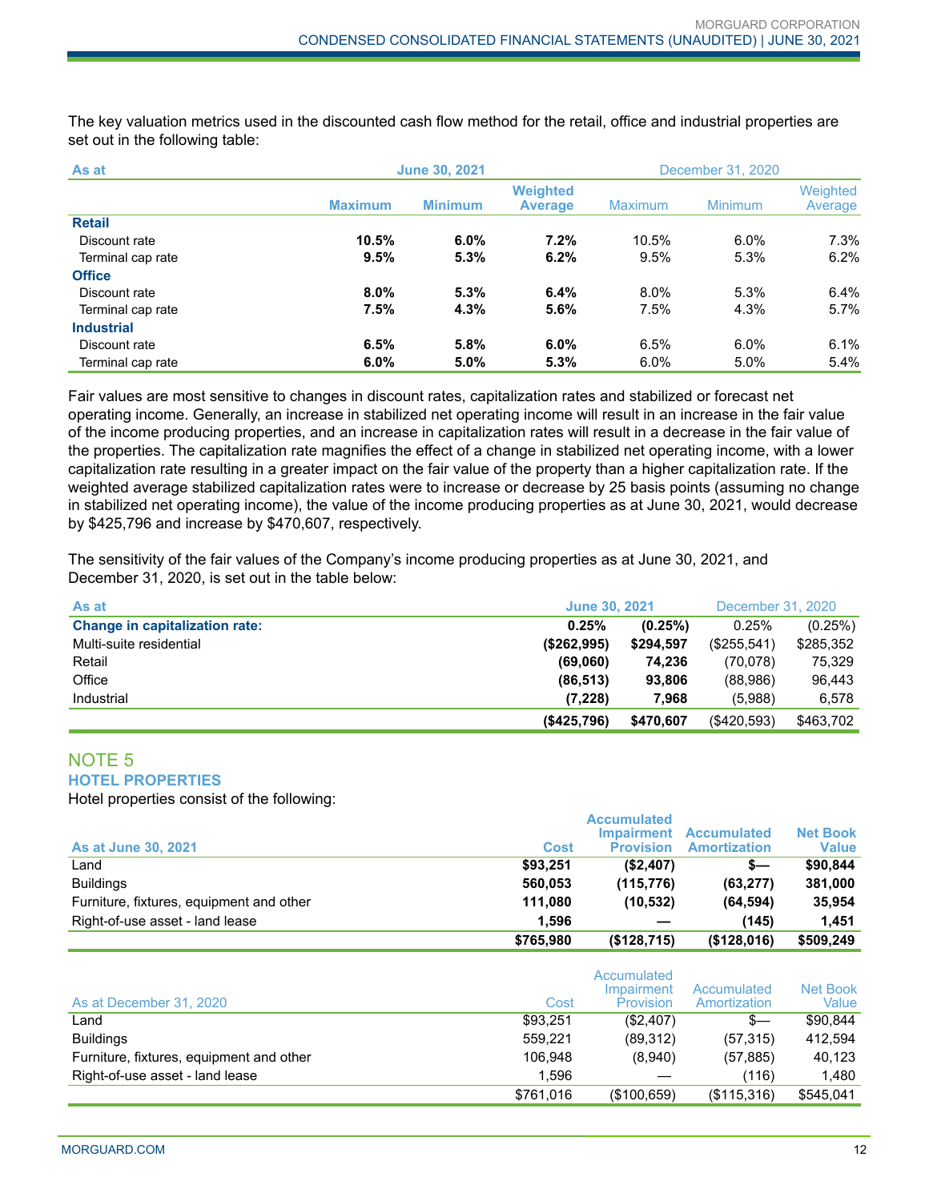The key valuation metrics used in the discounted cash flow method for the retail, office and industrial properties are set out in the following table:

| As at | June 30, 2021 | | | December 31, 2020 | | |
|---|---|---|---|---|---|---|
| | **Maximum** | **Minimum** | **Weighted Average** | Maximum | Minimum | Weighted Average |
| **Retail** | | | | | | |
| Discount rate | **10.5%** | **6.0%** | **7.2%** | 10.5% | 6.0% | 7.3% |
| Terminal cap rate | **9.5%** | **5.3%** | **6.2%** | 9.5% | 5.3% | 6.2% |
| **Office** | | | | | | |
| Discount rate | **8.0%** | **5.3%** | **6.4%** | 8.0% | 5.3% | 6.4% |
| Terminal cap rate | **7.5%** | **4.3%** | **5.6%** | 7.5% | 4.3% | 5.7% |
| **Industrial** | | | | | | |
| Discount rate | **6.5%** | **5.8%** | **6.0%** | 6.5% | 6.0% | 6.1% |
| Terminal cap rate | **6.0%** | **5.0%** | **5.3%** | 6.0% | 5.0% | 5.4% |

Fair values are most sensitive to changes in discount rates, capitalization rates and stabilized or forecast net operating income. Generally, an increase in stabilized net operating income will result in an increase in the fair value of the income producing properties, and an increase in capitalization rates will result in a decrease in the fair value of the properties. The capitalization rate magnifies the effect of a change in stabilized net operating income, with a lower capitalization rate resulting in a greater impact on the fair value of the property than a higher capitalization rate. If the weighted average stabilized capitalization rates were to increase or decrease by 25 basis points (assuming no change in stabilized net operating income), the value of the income producing properties as at June 30, 2021, would decrease by $425,796 and increase by $470,607, respectively.

The sensitivity of the fair values of the Company's income producing properties as at June 30, 2021, and December 31, 2020, is set out in the table below:

| As at | June 30, 2021 | | December 31, 2020 | |
|---|---|---|---|---|
| **Change in capitalization rate:** | **0.25%** | **(0.25%)** | 0.25% | (0.25%) |
| Multi-suite residential | **($262,995)** | **$294,597** | ($255,541) | $285,352 |
| Retail | **(69,060)** | **74,236** | (70,078) | 75,329 |
| Office | **(86,513)** | **93,806** | (88,986) | 96,443 |
| Industrial | **(7,228)** | **7,968** | (5,988) | 6,578 |
| | **($425,796)** | **$470,607** | ($420,593) | $463,702 |

## NOTE 5
### HOTEL PROPERTIES

Hotel properties consist of the following:

| As at June 30, 2021 | Cost | Accumulated Impairment Provision | Accumulated Amortization | Net Book Value |
|---|---|---|---|---|
| Land | **$93,251** | **($2,407)** | **$—** | **$90,844** |
| Buildings | **560,053** | **(115,776)** | **(63,277)** | **381,000** |
| Furniture, fixtures, equipment and other | **111,080** | **(10,532)** | **(64,594)** | **35,954** |
| Right-of-use asset - land lease | **1,596** | **—** | **(145)** | **1,451** |
| | **$765,980** | **($128,715)** | **($128,016)** | **$509,249** |

| As at December 31, 2020 | Cost | Accumulated Impairment Provision | Accumulated Amortization | Net Book Value |
|---|---|---|---|---|
| Land | $93,251 | ($2,407) | $— | $90,844 |
| Buildings | 559,221 | (89,312) | (57,315) | 412,594 |
| Furniture, fixtures, equipment and other | 106,948 | (8,940) | (57,885) | 40,123 |
| Right-of-use asset - land lease | 1,596 | — | (116) | 1,480 |
| | $761,016 | ($100,659) | ($115,316) | $545,041 |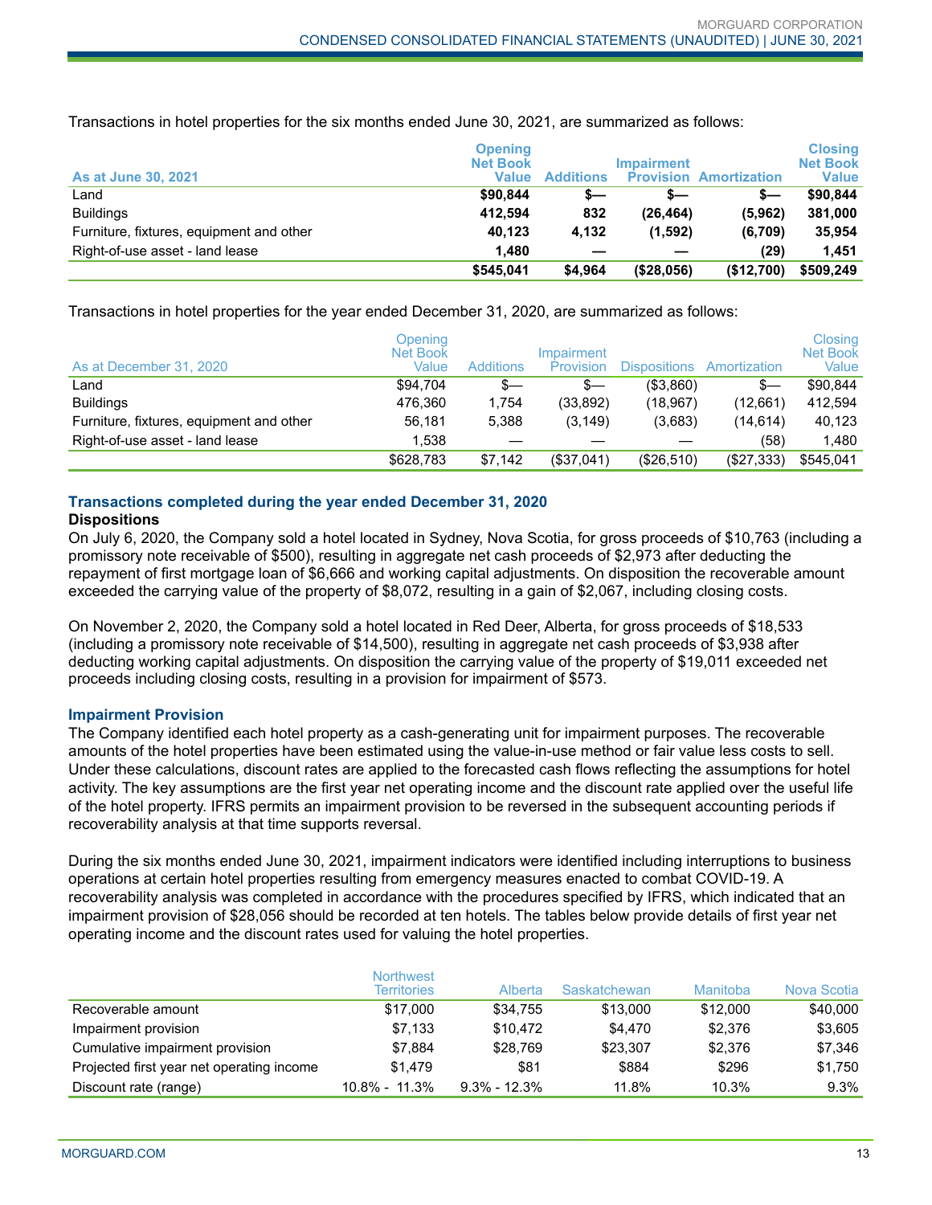Transactions in hotel properties for the six months ended June 30, 2021, are summarized as follows:

| As at June 30, 2021 | Opening Net Book Value | Additions | Impairment Provision | Amortization | Closing Net Book Value |
|---|---|---|---|---|---|
| Land | **$90,844** | **$—** | **$—** | **$—** | **$90,844** |
| Buildings | **412,594** | **832** | **(26,464)** | **(5,962)** | **381,000** |
| Furniture, fixtures, equipment and other | **40,123** | **4,132** | **(1,592)** | **(6,709)** | **35,954** |
| Right-of-use asset - land lease | **1,480** | **—** | **—** | **(29)** | **1,451** |
| | **$545,041** | **$4,964** | **($28,056)** | **($12,700)** | **$509,249** |

Transactions in hotel properties for the year ended December 31, 2020, are summarized as follows:

| As at December 31, 2020 | Opening Net Book Value | Additions | Impairment Provision | Dispositions | Amortization | Closing Net Book Value |
|---|---|---|---|---|---|---|
| Land | $94,704 | $— | $— | ($3,860) | $— | $90,844 |
| Buildings | 476,360 | 1,754 | (33,892) | (18,967) | (12,661) | 412,594 |
| Furniture, fixtures, equipment and other | 56,181 | 5,388 | (3,149) | (3,683) | (14,614) | 40,123 |
| Right-of-use asset - land lease | 1,538 | — | — | — | (58) | 1,480 |
| | $628,783 | $7,142 | ($37,041) | ($26,510) | ($27,333) | $545,041 |

## Transactions completed during the year ended December 31, 2020

**Dispositions**

On July 6, 2020, the Company sold a hotel located in Sydney, Nova Scotia, for gross proceeds of $10,763 (including a promissory note receivable of $500), resulting in aggregate net cash proceeds of $2,973 after deducting the repayment of first mortgage loan of $6,666 and working capital adjustments. On disposition the recoverable amount exceeded the carrying value of the property of $8,072, resulting in a gain of $2,067, including closing costs.

On November 2, 2020, the Company sold a hotel located in Red Deer, Alberta, for gross proceeds of $18,533 (including a promissory note receivable of $14,500), resulting in aggregate net cash proceeds of $3,938 after deducting working capital adjustments. On disposition the carrying value of the property of $19,011 exceeded net proceeds including closing costs, resulting in a provision for impairment of $573.

## Impairment Provision

The Company identified each hotel property as a cash-generating unit for impairment purposes. The recoverable amounts of the hotel properties have been estimated using the value-in-use method or fair value less costs to sell. Under these calculations, discount rates are applied to the forecasted cash flows reflecting the assumptions for hotel activity. The key assumptions are the first year net operating income and the discount rate applied over the useful life of the hotel property. IFRS permits an impairment provision to be reversed in the subsequent accounting periods if recoverability analysis at that time supports reversal.

During the six months ended June 30, 2021, impairment indicators were identified including interruptions to business operations at certain hotel properties resulting from emergency measures enacted to combat COVID-19. A recoverability analysis was completed in accordance with the procedures specified by IFRS, which indicated that an impairment provision of $28,056 should be recorded at ten hotels. The tables below provide details of first year net operating income and the discount rates used for valuing the hotel properties.

| | Northwest Territories | Alberta | Saskatchewan | Manitoba | Nova Scotia |
|---|---|---|---|---|---|
| Recoverable amount | $17,000 | $34,755 | $13,000 | $12,000 | $40,000 |
| Impairment provision | $7,133 | $10,472 | $4,470 | $2,376 | $3,605 |
| Cumulative impairment provision | $7,884 | $28,769 | $23,307 | $2,376 | $7,346 |
| Projected first year net operating income | $1,479 | $81 | $884 | $296 | $1,750 |
| Discount rate (range) | 10.8% - 11.3% | 9.3% - 12.3% | 11.8% | 10.3% | 9.3% |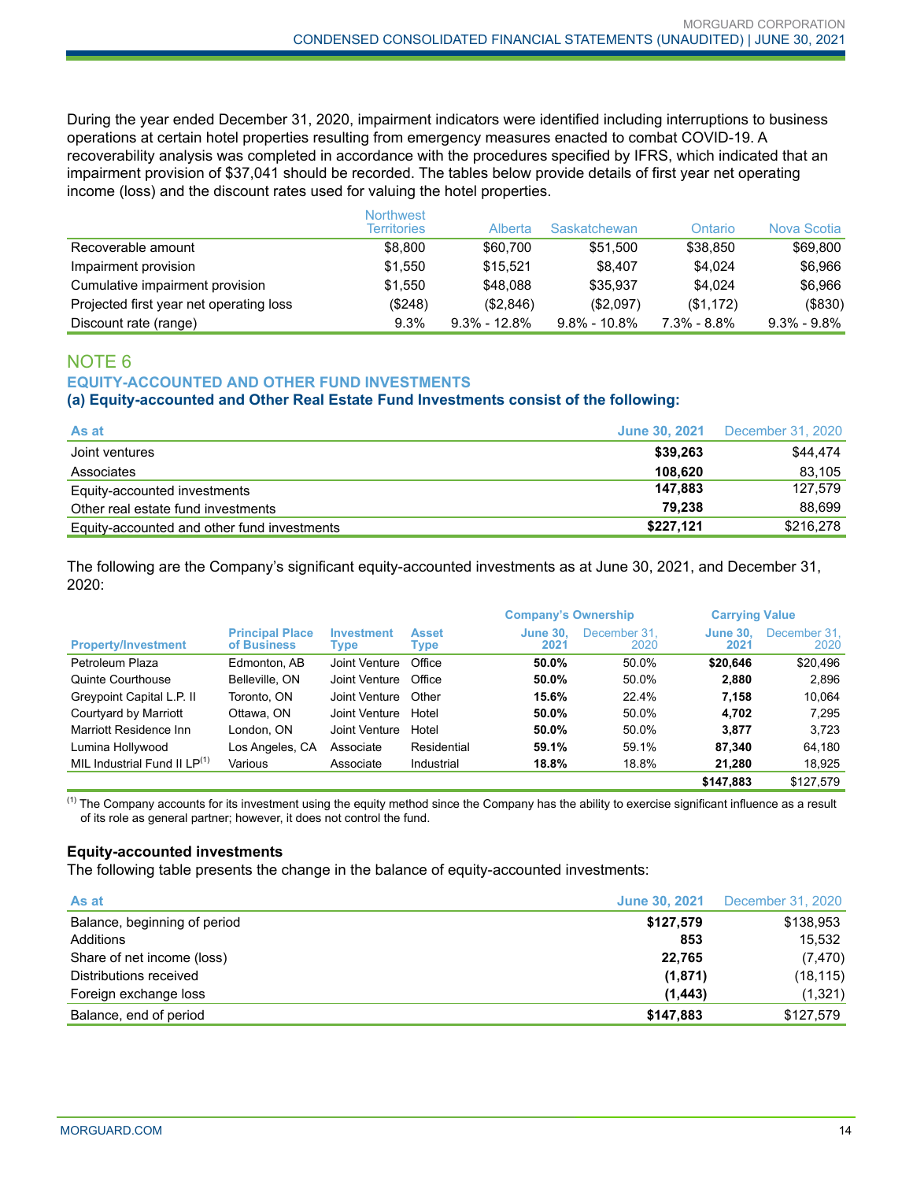During the year ended December 31, 2020, impairment indicators were identified including interruptions to business operations at certain hotel properties resulting from emergency measures enacted to combat COVID-19. A recoverability analysis was completed in accordance with the procedures specified by IFRS, which indicated that an impairment provision of $37,041 should be recorded. The tables below provide details of first year net operating income (loss) and the discount rates used for valuing the hotel properties.

| | Northwest Territories | Alberta | Saskatchewan | Ontario | Nova Scotia |
|---|---|---|---|---|---|
| Recoverable amount | $8,800 | $60,700 | $51,500 | $38,850 | $69,800 |
| Impairment provision | $1,550 | $15,521 | $8,407 | $4,024 | $6,966 |
| Cumulative impairment provision | $1,550 | $48,088 | $35,937 | $4,024 | $6,966 |
| Projected first year net operating loss | ($248) | ($2,846) | ($2,097) | ($1,172) | ($830) |
| Discount rate (range) | 9.3% | 9.3% - 12.8% | 9.8% - 10.8% | 7.3% - 8.8% | 9.3% - 9.8% |

## NOTE 6

### EQUITY-ACCOUNTED AND OTHER FUND INVESTMENTS

#### (a) Equity-accounted and Other Real Estate Fund Investments consist of the following:

| As at | June 30, 2021 | December 31, 2020 |
|---|---|---|
| Joint ventures | **$39,263** | $44,474 |
| Associates | **108,620** | 83,105 |
| Equity-accounted investments | **147,883** | 127,579 |
| Other real estate fund investments | **79,238** | 88,699 |
| Equity-accounted and other fund investments | **$227,121** | $216,278 |

The following are the Company's significant equity-accounted investments as at June 30, 2021, and December 31, 2020:

| | | | | Company's Ownership | | Carrying Value | |
|---|---|---|---|---|---|---|---|
| Property/Investment | Principal Place of Business | Investment Type | Asset Type | June 30, 2021 | December 31, 2020 | June 30, 2021 | December 31, 2020 |
| Petroleum Plaza | Edmonton, AB | Joint Venture | Office | **50.0%** | 50.0% | **$20,646** | $20,496 |
| Quinte Courthouse | Belleville, ON | Joint Venture | Office | **50.0%** | 50.0% | **2,880** | 2,896 |
| Greypoint Capital L.P. II | Toronto, ON | Joint Venture | Other | **15.6%** | 22.4% | **7,158** | 10,064 |
| Courtyard by Marriott | Ottawa, ON | Joint Venture | Hotel | **50.0%** | 50.0% | **4,702** | 7,295 |
| Marriott Residence Inn | London, ON | Joint Venture | Hotel | **50.0%** | 50.0% | **3,877** | 3,723 |
| Lumina Hollywood | Los Angeles, CA | Associate | Residential | **59.1%** | 59.1% | **87,340** | 64,180 |
| MIL Industrial Fund II LP[1] | Various | Associate | Industrial | **18.8%** | 18.8% | **21,280** | 18,925 |
| | | | | | | **$147,883** | $127,579 |

[1] The Company accounts for its investment using the equity method since the Company has the ability to exercise significant influence as a result of its role as general partner; however, it does not control the fund.

**Equity-accounted investments**

The following table presents the change in the balance of equity-accounted investments:

| As at | June 30, 2021 | December 31, 2020 |
|---|---|---|
| Balance, beginning of period | **$127,579** | $138,953 |
| Additions | **853** | 15,532 |
| Share of net income (loss) | **22,765** | (7,470) |
| Distributions received | **(1,871)** | (18,115) |
| Foreign exchange loss | **(1,443)** | (1,321) |
| Balance, end of period | **$147,883** | $127,579 |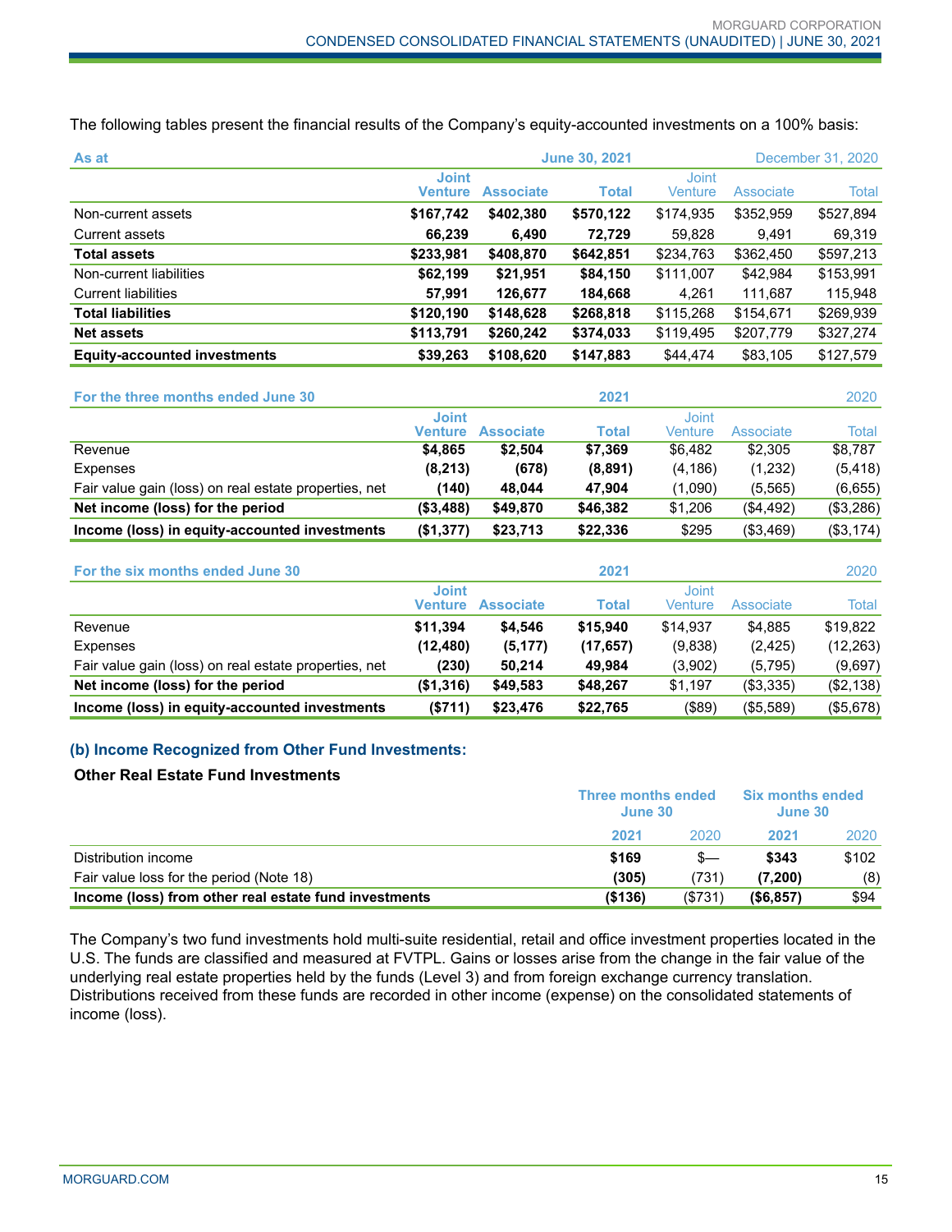The following tables present the financial results of the Company's equity-accounted investments on a 100% basis:

| As at | June 30, 2021 | | | December 31, 2020 | | |
|---|---|---|---|---|---|---|
| | **Joint Venture** | **Associate** | **Total** | Joint Venture | Associate | Total |
| Non-current assets | **$167,742** | **$402,380** | **$570,122** | $174,935 | $352,959 | $527,894 |
| Current assets | **66,239** | **6,490** | **72,729** | 59,828 | 9,491 | 69,319 |
| **Total assets** | **$233,981** | **$408,870** | **$642,851** | $234,763 | $362,450 | $597,213 |
| Non-current liabilities | **$62,199** | **$21,951** | **$84,150** | $111,007 | $42,984 | $153,991 |
| Current liabilities | **57,991** | **126,677** | **184,668** | 4,261 | 111,687 | 115,948 |
| **Total liabilities** | **$120,190** | **$148,628** | **$268,818** | $115,268 | $154,671 | $269,939 |
| **Net assets** | **$113,791** | **$260,242** | **$374,033** | $119,495 | $207,779 | $327,274 |
| **Equity-accounted investments** | **$39,263** | **$108,620** | **$147,883** | $44,474 | $83,105 | $127,579 |

| For the three months ended June 30 | 2021 | | | 2020 | | |
|---|---|---|---|---|---|---|
| | **Joint Venture** | **Associate** | **Total** | Joint Venture | Associate | Total |
| Revenue | **$4,865** | **$2,504** | **$7,369** | $6,482 | $2,305 | $8,787 |
| Expenses | **(8,213)** | **(678)** | **(8,891)** | (4,186) | (1,232) | (5,418) |
| Fair value gain (loss) on real estate properties, net | **(140)** | **48,044** | **47,904** | (1,090) | (5,565) | (6,655) |
| **Net income (loss) for the period** | **($3,488)** | **$49,870** | **$46,382** | $1,206 | ($4,492) | ($3,286) |
| **Income (loss) in equity-accounted investments** | **($1,377)** | **$23,713** | **$22,336** | $295 | ($3,469) | ($3,174) |

| For the six months ended June 30 | 2021 | | | 2020 | | |
|---|---|---|---|---|---|---|
| | **Joint Venture** | **Associate** | **Total** | Joint Venture | Associate | Total |
| Revenue | **$11,394** | **$4,546** | **$15,940** | $14,937 | $4,885 | $19,822 |
| Expenses | **(12,480)** | **(5,177)** | **(17,657)** | (9,838) | (2,425) | (12,263) |
| Fair value gain (loss) on real estate properties, net | **(230)** | **50,214** | **49,984** | (3,902) | (5,795) | (9,697) |
| **Net income (loss) for the period** | **($1,316)** | **$49,583** | **$48,267** | $1,197 | ($3,335) | ($2,138) |
| **Income (loss) in equity-accounted investments** | **($711)** | **$23,476** | **$22,765** | ($89) | ($5,589) | ($5,678) |

### (b) Income Recognized from Other Fund Investments:

**Other Real Estate Fund Investments**

| | Three months ended June 30 | | Six months ended June 30 | |
|---|---|---|---|---|
| | **2021** | 2020 | **2021** | 2020 |
| Distribution income | **$169** | $— | **$343** | $102 |
| Fair value loss for the period (Note 18) | **(305)** | (731) | **(7,200)** | (8) |
| **Income (loss) from other real estate fund investments** | **($136)** | ($731) | **($6,857)** | $94 |

The Company's two fund investments hold multi-suite residential, retail and office investment properties located in the U.S. The funds are classified and measured at FVTPL. Gains or losses arise from the change in the fair value of the underlying real estate properties held by the funds (Level 3) and from foreign exchange currency translation. Distributions received from these funds are recorded in other income (expense) on the consolidated statements of income (loss).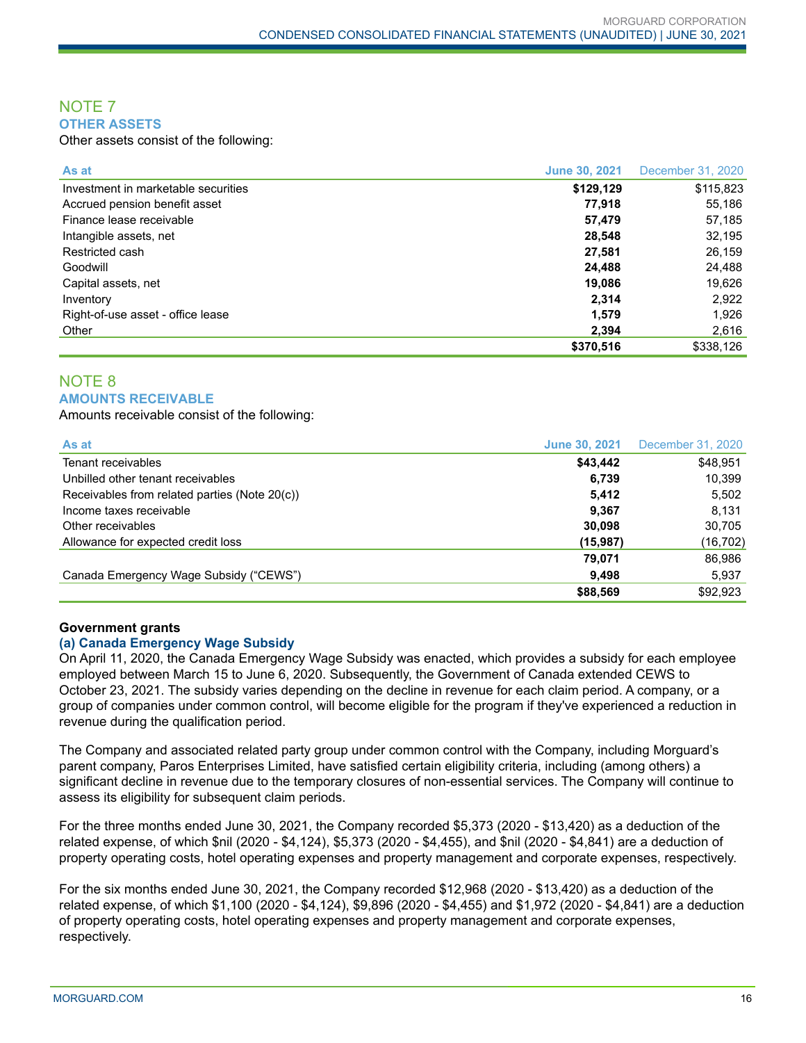## NOTE 7

### OTHER ASSETS

Other assets consist of the following:

| As at | June 30, 2021 | December 31, 2020 |
|---|---|---|
| Investment in marketable securities | **$129,129** | $115,823 |
| Accrued pension benefit asset | **77,918** | 55,186 |
| Finance lease receivable | **57,479** | 57,185 |
| Intangible assets, net | **28,548** | 32,195 |
| Restricted cash | **27,581** | 26,159 |
| Goodwill | **24,488** | 24,488 |
| Capital assets, net | **19,086** | 19,626 |
| Inventory | **2,314** | 2,922 |
| Right-of-use asset - office lease | **1,579** | 1,926 |
| Other | **2,394** | 2,616 |
| | **$370,516** | $338,126 |

## NOTE 8

### AMOUNTS RECEIVABLE

Amounts receivable consist of the following:

| As at | June 30, 2021 | December 31, 2020 |
|---|---|---|
| Tenant receivables | **$43,442** | $48,951 |
| Unbilled other tenant receivables | **6,739** | 10,399 |
| Receivables from related parties (Note 20(c)) | **5,412** | 5,502 |
| Income taxes receivable | **9,367** | 8,131 |
| Other receivables | **30,098** | 30,705 |
| Allowance for expected credit loss | **(15,987)** | (16,702) |
| | **79,071** | 86,986 |
| Canada Emergency Wage Subsidy (“CEWS”) | **9,498** | 5,937 |
| | **$88,569** | $92,923 |

**Government grants**

**(a) Canada Emergency Wage Subsidy**

On April 11, 2020, the Canada Emergency Wage Subsidy was enacted, which provides a subsidy for each employee employed between March 15 to June 6, 2020. Subsequently, the Government of Canada extended CEWS to October 23, 2021. The subsidy varies depending on the decline in revenue for each claim period. A company, or a group of companies under common control, will become eligible for the program if they've experienced a reduction in revenue during the qualification period.

The Company and associated related party group under common control with the Company, including Morguard's parent company, Paros Enterprises Limited, have satisfied certain eligibility criteria, including (among others) a significant decline in revenue due to the temporary closures of non-essential services. The Company will continue to assess its eligibility for subsequent claim periods.

For the three months ended June 30, 2021, the Company recorded $5,373 (2020 - $13,420) as a deduction of the related expense, of which $nil (2020 - $4,124), $5,373 (2020 - $4,455), and $nil (2020 - $4,841) are a deduction of property operating costs, hotel operating expenses and property management and corporate expenses, respectively.

For the six months ended June 30, 2021, the Company recorded $12,968 (2020 - $13,420) as a deduction of the related expense, of which $1,100 (2020 - $4,124), $9,896 (2020 - $4,455) and $1,972 (2020 - $4,841) are a deduction of property operating costs, hotel operating expenses and property management and corporate expenses, respectively.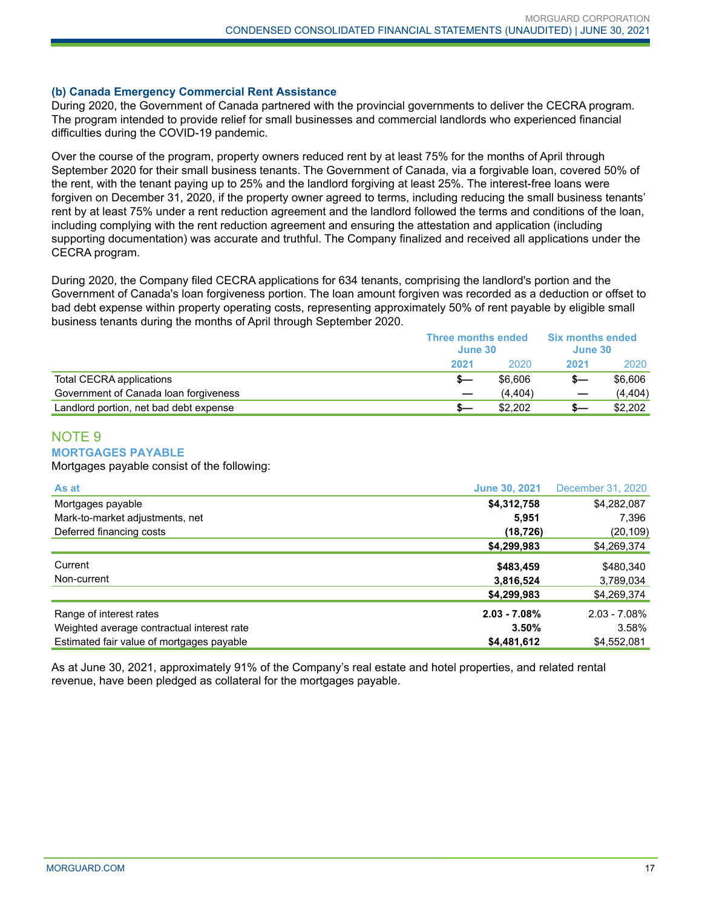### (b) Canada Emergency Commercial Rent Assistance

During 2020, the Government of Canada partnered with the provincial governments to deliver the CECRA program. The program intended to provide relief for small businesses and commercial landlords who experienced financial difficulties during the COVID-19 pandemic.

Over the course of the program, property owners reduced rent by at least 75% for the months of April through September 2020 for their small business tenants. The Government of Canada, via a forgivable loan, covered 50% of the rent, with the tenant paying up to 25% and the landlord forgiving at least 25%. The interest-free loans were forgiven on December 31, 2020, if the property owner agreed to terms, including reducing the small business tenants' rent by at least 75% under a rent reduction agreement and the landlord followed the terms and conditions of the loan, including complying with the rent reduction agreement and ensuring the attestation and application (including supporting documentation) was accurate and truthful. The Company finalized and received all applications under the CECRA program.

During 2020, the Company filed CECRA applications for 634 tenants, comprising the landlord's portion and the Government of Canada's loan forgiveness portion. The loan amount forgiven was recorded as a deduction or offset to bad debt expense within property operating costs, representing approximately 50% of rent payable by eligible small business tenants during the months of April through September 2020.

| | Three months ended June 30 | | Six months ended June 30 | |
|---|---|---|---|---|
| | **2021** | 2020 | **2021** | 2020 |
| Total CECRA applications | **$—** | $6,606 | **$—** | $6,606 |
| Government of Canada loan forgiveness | **—** | (4,404) | **—** | (4,404) |
| Landlord portion, net bad debt expense | **$—** | $2,202 | **$—** | $2,202 |

## NOTE 9

### MORTGAGES PAYABLE

Mortgages payable consist of the following:

| As at | June 30, 2021 | December 31, 2020 |
|---|---|---|
| Mortgages payable | **$4,312,758** | $4,282,087 |
| Mark-to-market adjustments, net | **5,951** | 7,396 |
| Deferred financing costs | **(18,726)** | (20,109) |
| | **$4,299,983** | $4,269,374 |
| Current | **$483,459** | $480,340 |
| Non-current | **3,816,524** | 3,789,034 |
| | **$4,299,983** | $4,269,374 |
| Range of interest rates | **2.03 - 7.08%** | 2.03 - 7.08% |
| Weighted average contractual interest rate | **3.50%** | 3.58% |
| Estimated fair value of mortgages payable | **$4,481,612** | $4,552,081 |

As at June 30, 2021, approximately 91% of the Company's real estate and hotel properties, and related rental revenue, have been pledged as collateral for the mortgages payable.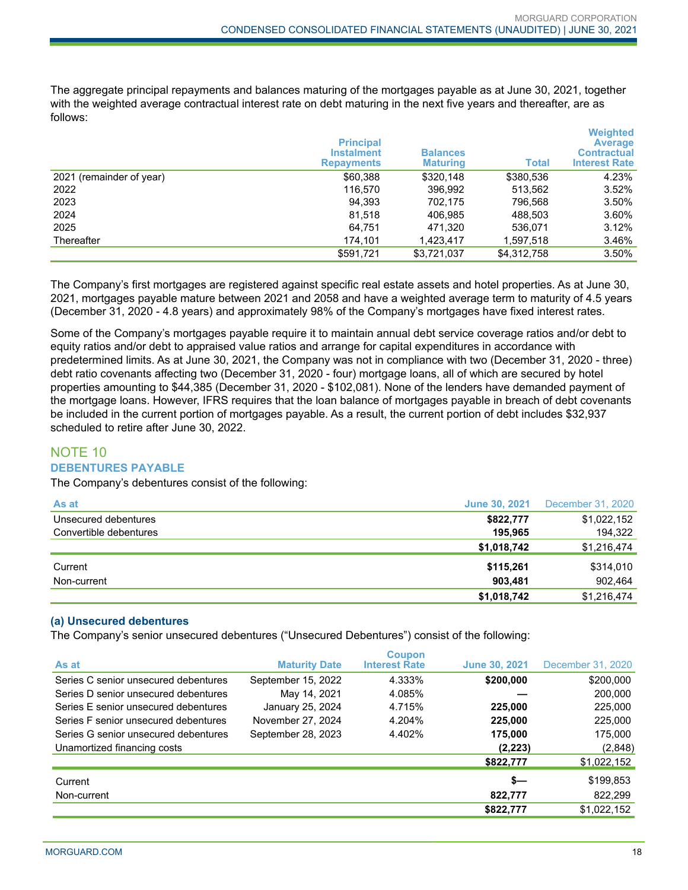The aggregate principal repayments and balances maturing of the mortgages payable as at June 30, 2021, together with the weighted average contractual interest rate on debt maturing in the next five years and thereafter, are as follows:

| | Principal Instalment Repayments | Balances Maturing | Total | Weighted Average Contractual Interest Rate |
|---|---|---|---|---|
| 2021 (remainder of year) | $60,388 | $320,148 | $380,536 | 4.23% |
| 2022 | 116,570 | 396,992 | 513,562 | 3.52% |
| 2023 | 94,393 | 702,175 | 796,568 | 3.50% |
| 2024 | 81,518 | 406,985 | 488,503 | 3.60% |
| 2025 | 64,751 | 471,320 | 536,071 | 3.12% |
| Thereafter | 174,101 | 1,423,417 | 1,597,518 | 3.46% |
| | $591,721 | $3,721,037 | $4,312,758 | 3.50% |

The Company's first mortgages are registered against specific real estate assets and hotel properties. As at June 30, 2021, mortgages payable mature between 2021 and 2058 and have a weighted average term to maturity of 4.5 years (December 31, 2020 - 4.8 years) and approximately 98% of the Company's mortgages have fixed interest rates.

Some of the Company's mortgages payable require it to maintain annual debt service coverage ratios and/or debt to equity ratios and/or debt to appraised value ratios and arrange for capital expenditures in accordance with predetermined limits. As at June 30, 2021, the Company was not in compliance with two (December 31, 2020 - three) debt ratio covenants affecting two (December 31, 2020 - four) mortgage loans, all of which are secured by hotel properties amounting to $44,385 (December 31, 2020 - $102,081). None of the lenders have demanded payment of the mortgage loans. However, IFRS requires that the loan balance of mortgages payable in breach of debt covenants be included in the current portion of mortgages payable. As a result, the current portion of debt includes $32,937 scheduled to retire after June 30, 2022.

## NOTE 10

### DEBENTURES PAYABLE

The Company's debentures consist of the following:

| As at | June 30, 2021 | December 31, 2020 |
|---|---|---|
| Unsecured debentures | **$822,777** | $1,022,152 |
| Convertible debentures | **195,965** | 194,322 |
| | **$1,018,742** | $1,216,474 |
| Current | **$115,261** | $314,010 |
| Non-current | **903,481** | 902,464 |
| | **$1,018,742** | $1,216,474 |

#### (a) Unsecured debentures

The Company's senior unsecured debentures ("Unsecured Debentures") consist of the following:

| As at | Maturity Date | Coupon Interest Rate | June 30, 2021 | December 31, 2020 |
|---|---|---|---|---|
| Series C senior unsecured debentures | September 15, 2022 | 4.333% | **$200,000** | $200,000 |
| Series D senior unsecured debentures | May 14, 2021 | 4.085% | **—** | 200,000 |
| Series E senior unsecured debentures | January 25, 2024 | 4.715% | **225,000** | 225,000 |
| Series F senior unsecured debentures | November 27, 2024 | 4.204% | **225,000** | 225,000 |
| Series G senior unsecured debentures | September 28, 2023 | 4.402% | **175,000** | 175,000 |
| Unamortized financing costs | | | **(2,223)** | (2,848) |
| | | | **$822,777** | $1,022,152 |
| Current | | | **$—** | $199,853 |
| Non-current | | | **822,777** | 822,299 |
| | | | **$822,777** | $1,022,152 |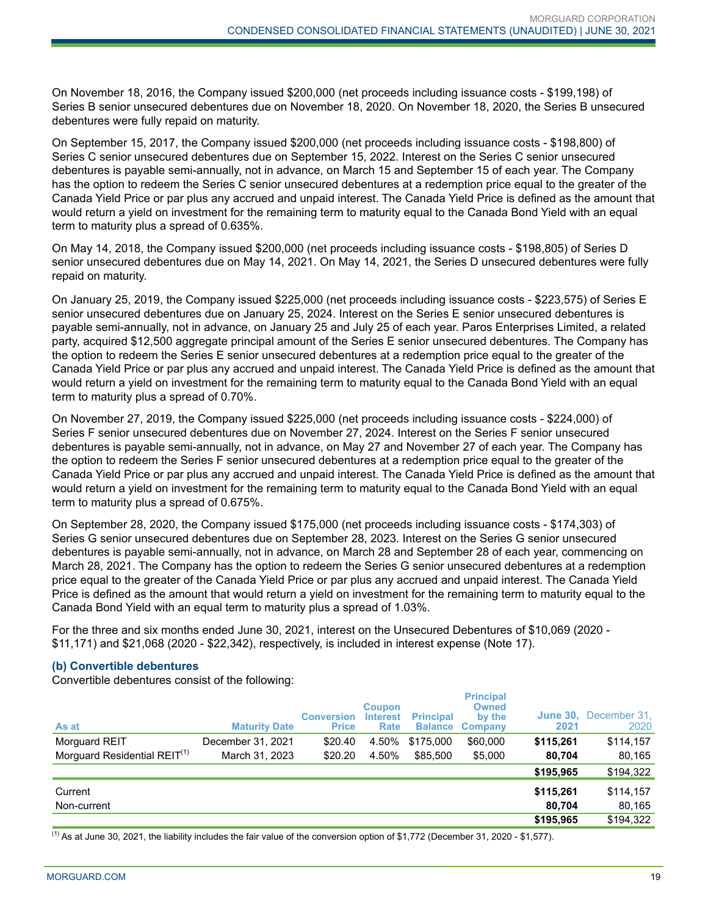On November 18, 2016, the Company issued $200,000 (net proceeds including issuance costs - $199,198) of Series B senior unsecured debentures due on November 18, 2020. On November 18, 2020, the Series B unsecured debentures were fully repaid on maturity.

On September 15, 2017, the Company issued $200,000 (net proceeds including issuance costs - $198,800) of Series C senior unsecured debentures due on September 15, 2022. Interest on the Series C senior unsecured debentures is payable semi-annually, not in advance, on March 15 and September 15 of each year. The Company has the option to redeem the Series C senior unsecured debentures at a redemption price equal to the greater of the Canada Yield Price or par plus any accrued and unpaid interest. The Canada Yield Price is defined as the amount that would return a yield on investment for the remaining term to maturity equal to the Canada Bond Yield with an equal term to maturity plus a spread of 0.635%.

On May 14, 2018, the Company issued $200,000 (net proceeds including issuance costs - $198,805) of Series D senior unsecured debentures due on May 14, 2021. On May 14, 2021, the Series D unsecured debentures were fully repaid on maturity.

On January 25, 2019, the Company issued $225,000 (net proceeds including issuance costs - $223,575) of Series E senior unsecured debentures due on January 25, 2024. Interest on the Series E senior unsecured debentures is payable semi-annually, not in advance, on January 25 and July 25 of each year. Paros Enterprises Limited, a related party, acquired $12,500 aggregate principal amount of the Series E senior unsecured debentures. The Company has the option to redeem the Series E senior unsecured debentures at a redemption price equal to the greater of the Canada Yield Price or par plus any accrued and unpaid interest. The Canada Yield Price is defined as the amount that would return a yield on investment for the remaining term to maturity equal to the Canada Bond Yield with an equal term to maturity plus a spread of 0.70%.

On November 27, 2019, the Company issued $225,000 (net proceeds including issuance costs - $224,000) of Series F senior unsecured debentures due on November 27, 2024. Interest on the Series F senior unsecured debentures is payable semi-annually, not in advance, on May 27 and November 27 of each year. The Company has the option to redeem the Series F senior unsecured debentures at a redemption price equal to the greater of the Canada Yield Price or par plus any accrued and unpaid interest. The Canada Yield Price is defined as the amount that would return a yield on investment for the remaining term to maturity equal to the Canada Bond Yield with an equal term to maturity plus a spread of 0.675%.

On September 28, 2020, the Company issued $175,000 (net proceeds including issuance costs - $174,303) of Series G senior unsecured debentures due on September 28, 2023. Interest on the Series G senior unsecured debentures is payable semi-annually, not in advance, on March 28 and September 28 of each year, commencing on March 28, 2021. The Company has the option to redeem the Series G senior unsecured debentures at a redemption price equal to the greater of the Canada Yield Price or par plus any accrued and unpaid interest. The Canada Yield Price is defined as the amount that would return a yield on investment for the remaining term to maturity equal to the Canada Bond Yield with an equal term to maturity plus a spread of 1.03%.

For the three and six months ended June 30, 2021, interest on the Unsecured Debentures of $10,069 (2020 - $11,171) and $21,068 (2020 - $22,342), respectively, is included in interest expense (Note 17).

### (b) Convertible debentures

Convertible debentures consist of the following:

| As at | Maturity Date | Conversion Price | Coupon Interest Rate | Principal Balance | Principal Owned by the Company | June 30, 2021 | December 31, 2020 |
|---|---|---|---|---|---|---|---|
| Morguard REIT | December 31, 2021 | $20.40 | 4.50% | $175,000 | $60,000 | **$115,261** | $114,157 |
| Morguard Residential REIT[1] | March 31, 2023 | $20.20 | 4.50% | $85,500 | $5,000 | **80,704** | 80,165 |
| | | | | | | **$195,965** | $194,322 |
| Current | | | | | | **$115,261** | $114,157 |
| Non-current | | | | | | **80,704** | 80,165 |
| | | | | | | **$195,965** | $194,322 |

[1] As at June 30, 2021, the liability includes the fair value of the conversion option of $1,772 (December 31, 2020 - $1,577).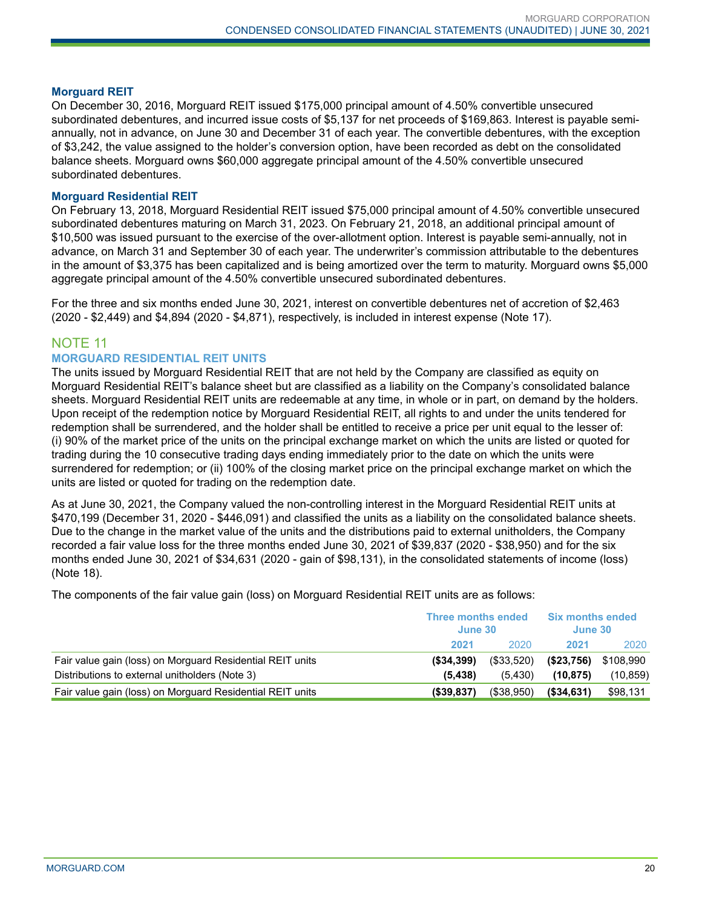### Morguard REIT

On December 30, 2016, Morguard REIT issued $175,000 principal amount of 4.50% convertible unsecured subordinated debentures, and incurred issue costs of $5,137 for net proceeds of $169,863. Interest is payable semi-annually, not in advance, on June 30 and December 31 of each year. The convertible debentures, with the exception of $3,242, the value assigned to the holder's conversion option, have been recorded as debt on the consolidated balance sheets. Morguard owns $60,000 aggregate principal amount of the 4.50% convertible unsecured subordinated debentures.

### Morguard Residential REIT

On February 13, 2018, Morguard Residential REIT issued $75,000 principal amount of 4.50% convertible unsecured subordinated debentures maturing on March 31, 2023. On February 21, 2018, an additional principal amount of $10,500 was issued pursuant to the exercise of the over-allotment option. Interest is payable semi-annually, not in advance, on March 31 and September 30 of each year. The underwriter's commission attributable to the debentures in the amount of $3,375 has been capitalized and is being amortized over the term to maturity. Morguard owns $5,000 aggregate principal amount of the 4.50% convertible unsecured subordinated debentures.

For the three and six months ended June 30, 2021, interest on convertible debentures net of accretion of $2,463 (2020 - $2,449) and $4,894 (2020 - $4,871), respectively, is included in interest expense (Note 17).

## NOTE 11

### MORGUARD RESIDENTIAL REIT UNITS

The units issued by Morguard Residential REIT that are not held by the Company are classified as equity on Morguard Residential REIT's balance sheet but are classified as a liability on the Company's consolidated balance sheets. Morguard Residential REIT units are redeemable at any time, in whole or in part, on demand by the holders. Upon receipt of the redemption notice by Morguard Residential REIT, all rights to and under the units tendered for redemption shall be surrendered, and the holder shall be entitled to receive a price per unit equal to the lesser of: (i) 90% of the market price of the units on the principal exchange market on which the units are listed or quoted for trading during the 10 consecutive trading days ending immediately prior to the date on which the units were surrendered for redemption; or (ii) 100% of the closing market price on the principal exchange market on which the units are listed or quoted for trading on the redemption date.

As at June 30, 2021, the Company valued the non-controlling interest in the Morguard Residential REIT units at $470,199 (December 31, 2020 - $446,091) and classified the units as a liability on the consolidated balance sheets. Due to the change in the market value of the units and the distributions paid to external unitholders, the Company recorded a fair value loss for the three months ended June 30, 2021 of $39,837 (2020 - $38,950) and for the six months ended June 30, 2021 of $34,631 (2020 - gain of $98,131), in the consolidated statements of income (loss) (Note 18).

The components of the fair value gain (loss) on Morguard Residential REIT units are as follows:

| | Three months ended June 30 | | Six months ended June 30 | |
|---|---|---|---|---|
| | **2021** | 2020 | **2021** | 2020 |
| Fair value gain (loss) on Morguard Residential REIT units | **($34,399)** | ($33,520) | **($23,756)** | $108,990 |
| Distributions to external unitholders (Note 3) | **(5,438)** | (5,430) | **(10,875)** | (10,859) |
| Fair value gain (loss) on Morguard Residential REIT units | **($39,837)** | ($38,950) | **($34,631)** | $98,131 |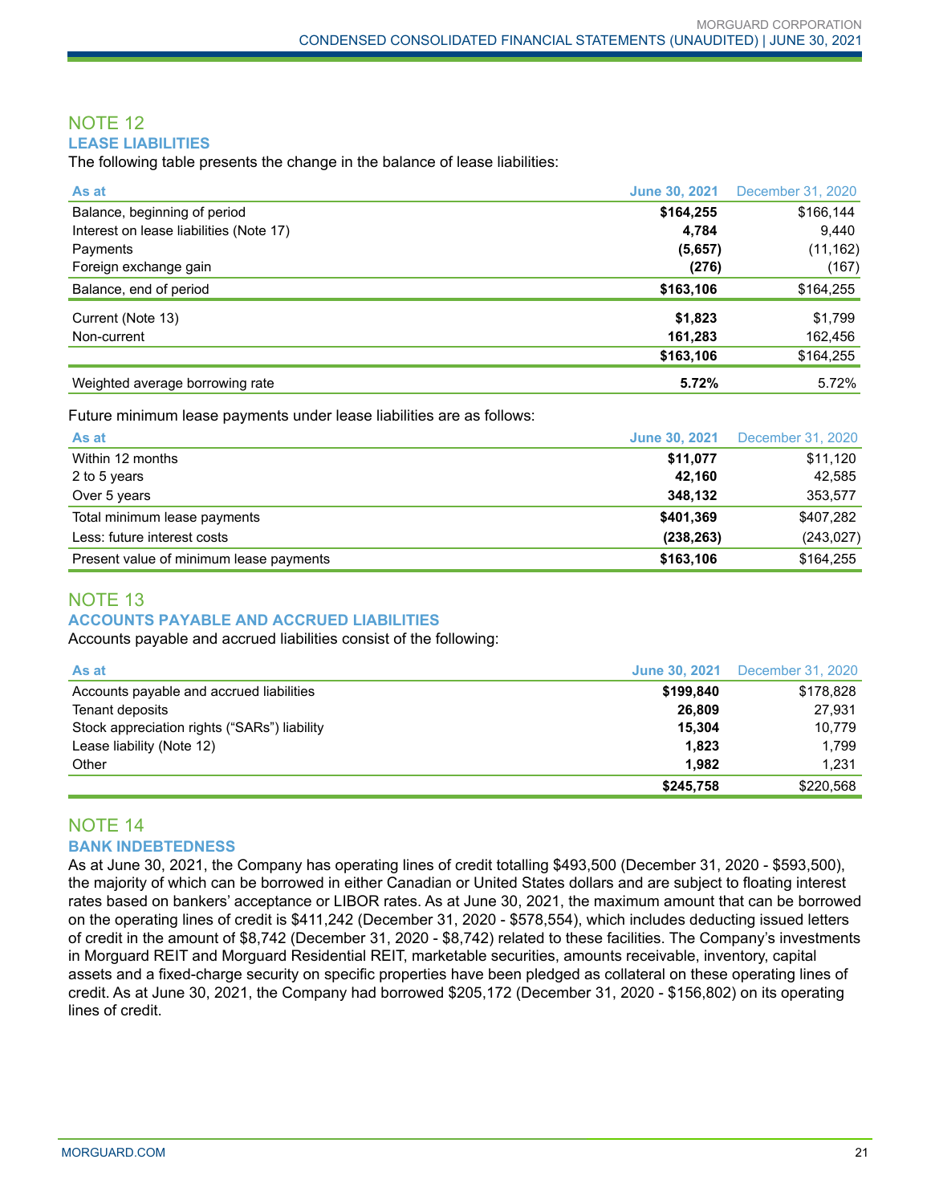## NOTE 12

### LEASE LIABILITIES

The following table presents the change in the balance of lease liabilities:

| As at | June 30, 2021 | December 31, 2020 |
|---|---|---|
| Balance, beginning of period | **$164,255** | $166,144 |
| Interest on lease liabilities (Note 17) | **4,784** | 9,440 |
| Payments | **(5,657)** | (11,162) |
| Foreign exchange gain | **(276)** | (167) |
| Balance, end of period | **$163,106** | $164,255 |
| Current (Note 13) | **$1,823** | $1,799 |
| Non-current | **161,283** | 162,456 |
| | **$163,106** | $164,255 |
| Weighted average borrowing rate | **5.72%** | 5.72% |

Future minimum lease payments under lease liabilities are as follows:

| As at | June 30, 2021 | December 31, 2020 |
|---|---|---|
| Within 12 months | **$11,077** | $11,120 |
| 2 to 5 years | **42,160** | 42,585 |
| Over 5 years | **348,132** | 353,577 |
| Total minimum lease payments | **$401,369** | $407,282 |
| Less: future interest costs | **(238,263)** | (243,027) |
| Present value of minimum lease payments | **$163,106** | $164,255 |

## NOTE 13

### ACCOUNTS PAYABLE AND ACCRUED LIABILITIES

Accounts payable and accrued liabilities consist of the following:

| As at | June 30, 2021 | December 31, 2020 |
|---|---|---|
| Accounts payable and accrued liabilities | **$199,840** | $178,828 |
| Tenant deposits | **26,809** | 27,931 |
| Stock appreciation rights ("SARs") liability | **15,304** | 10,779 |
| Lease liability (Note 12) | **1,823** | 1,799 |
| Other | **1,982** | 1,231 |
| | **$245,758** | $220,568 |

## NOTE 14

### BANK INDEBTEDNESS

As at June 30, 2021, the Company has operating lines of credit totalling $493,500 (December 31, 2020 - $593,500), the majority of which can be borrowed in either Canadian or United States dollars and are subject to floating interest rates based on bankers' acceptance or LIBOR rates. As at June 30, 2021, the maximum amount that can be borrowed on the operating lines of credit is $411,242 (December 31, 2020 - $578,554), which includes deducting issued letters of credit in the amount of $8,742 (December 31, 2020 - $8,742) related to these facilities. The Company's investments in Morguard REIT and Morguard Residential REIT, marketable securities, amounts receivable, inventory, capital assets and a fixed-charge security on specific properties have been pledged as collateral on these operating lines of credit. As at June 30, 2021, the Company had borrowed $205,172 (December 31, 2020 - $156,802) on its operating lines of credit.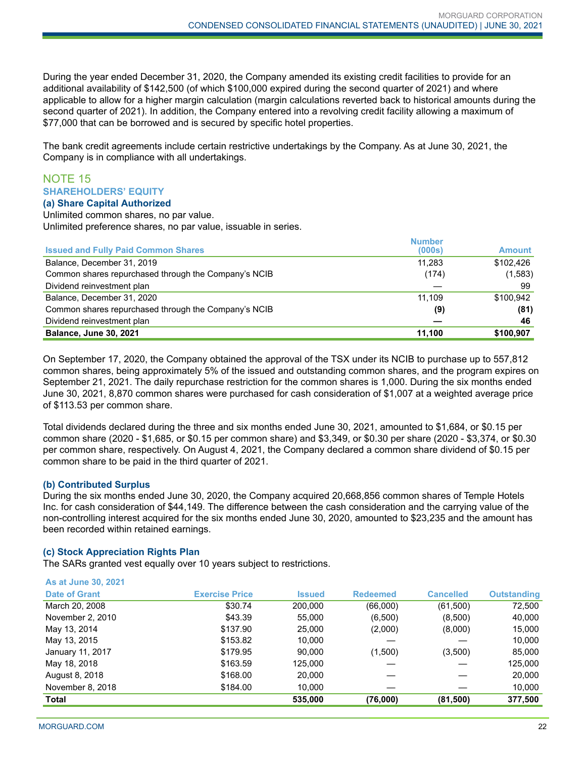During the year ended December 31, 2020, the Company amended its existing credit facilities to provide for an additional availability of $142,500 (of which $100,000 expired during the second quarter of 2021) and where applicable to allow for a higher margin calculation (margin calculations reverted back to historical amounts during the second quarter of 2021). In addition, the Company entered into a revolving credit facility allowing a maximum of $77,000 that can be borrowed and is secured by specific hotel properties.

The bank credit agreements include certain restrictive undertakings by the Company. As at June 30, 2021, the Company is in compliance with all undertakings.

## NOTE 15

### SHAREHOLDERS' EQUITY

#### (a) Share Capital Authorized

Unlimited common shares, no par value.
Unlimited preference shares, no par value, issuable in series.

| Issued and Fully Paid Common Shares | Number (000s) | Amount |
|---|---|---|
| Balance, December 31, 2019 | 11,283 | $102,426 |
| Common shares repurchased through the Company's NCIB | (174) | (1,583) |
| Dividend reinvestment plan | — | 99 |
| Balance, December 31, 2020 | 11,109 | $100,942 |
| Common shares repurchased through the Company's NCIB | **(9)** | **(81)** |
| Dividend reinvestment plan | **—** | **46** |
| **Balance, June 30, 2021** | **11,100** | **$100,907** |

On September 17, 2020, the Company obtained the approval of the TSX under its NCIB to purchase up to 557,812 common shares, being approximately 5% of the issued and outstanding common shares, and the program expires on September 21, 2021. The daily repurchase restriction for the common shares is 1,000. During the six months ended June 30, 2021, 8,870 common shares were purchased for cash consideration of $1,007 at a weighted average price of $113.53 per common share.

Total dividends declared during the three and six months ended June 30, 2021, amounted to $1,684, or $0.15 per common share (2020 - $1,685, or $0.15 per common share) and $3,349, or $0.30 per share (2020 - $3,374, or $0.30 per common share, respectively. On August 4, 2021, the Company declared a common share dividend of $0.15 per common share to be paid in the third quarter of 2021.

#### (b) Contributed Surplus

During the six months ended June 30, 2020, the Company acquired 20,668,856 common shares of Temple Hotels Inc. for cash consideration of $44,149. The difference between the cash consideration and the carrying value of the non-controlling interest acquired for the six months ended June 30, 2020, amounted to $23,235 and the amount has been recorded within retained earnings.

#### (c) Stock Appreciation Rights Plan

The SARs granted vest equally over 10 years subject to restrictions.

As at June 30, 2021

| Date of Grant | Exercise Price | Issued | Redeemed | Cancelled | Outstanding |
|---|---|---|---|---|---|
| March 20, 2008 | $30.74 | 200,000 | (66,000) | (61,500) | 72,500 |
| November 2, 2010 | $43.39 | 55,000 | (6,500) | (8,500) | 40,000 |
| May 13, 2014 | $137.90 | 25,000 | (2,000) | (8,000) | 15,000 |
| May 13, 2015 | $153.82 | 10,000 | — | — | 10,000 |
| January 11, 2017 | $179.95 | 90,000 | (1,500) | (3,500) | 85,000 |
| May 18, 2018 | $163.59 | 125,000 | — | — | 125,000 |
| August 8, 2018 | $168.00 | 20,000 | — | — | 20,000 |
| November 8, 2018 | $184.00 | 10,000 | — | — | 10,000 |
| **Total** | | **535,000** | **(76,000)** | **(81,500)** | **377,500** |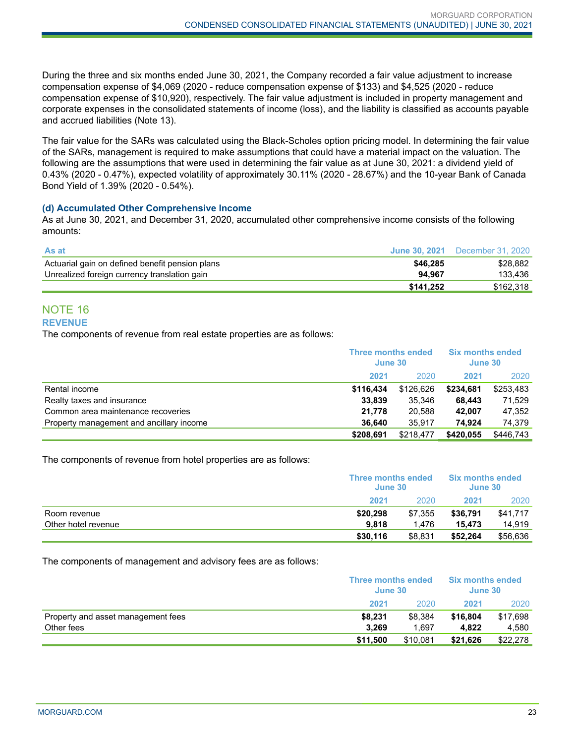During the three and six months ended June 30, 2021, the Company recorded a fair value adjustment to increase compensation expense of $4,069 (2020 - reduce compensation expense of $133) and $4,525 (2020 - reduce compensation expense of $10,920), respectively. The fair value adjustment is included in property management and corporate expenses in the consolidated statements of income (loss), and the liability is classified as accounts payable and accrued liabilities (Note 13).

The fair value for the SARs was calculated using the Black-Scholes option pricing model. In determining the fair value of the SARs, management is required to make assumptions that could have a material impact on the valuation. The following are the assumptions that were used in determining the fair value as at June 30, 2021: a dividend yield of 0.43% (2020 - 0.47%), expected volatility of approximately 30.11% (2020 - 28.67%) and the 10-year Bank of Canada Bond Yield of 1.39% (2020 - 0.54%).

### (d) Accumulated Other Comprehensive Income

As at June 30, 2021, and December 31, 2020, accumulated other comprehensive income consists of the following amounts:

| As at | June 30, 2021 | December 31, 2020 |
|---|---|---|
| Actuarial gain on defined benefit pension plans | **$46,285** | $28,882 |
| Unrealized foreign currency translation gain | **94,967** | 133,436 |
| | **$141,252** | $162,318 |

## NOTE 16

### REVENUE

The components of revenue from real estate properties are as follows:

| | Three months ended June 30 | | Six months ended June 30 | |
|---|---|---|---|---|
| | 2021 | 2020 | 2021 | 2020 |
| Rental income | **$116,434** | $126,626 | **$234,681** | $253,483 |
| Realty taxes and insurance | **33,839** | 35,346 | **68,443** | 71,529 |
| Common area maintenance recoveries | **21,778** | 20,588 | **42,007** | 47,352 |
| Property management and ancillary income | **36,640** | 35,917 | **74,924** | 74,379 |
| | **$208,691** | $218,477 | **$420,055** | $446,743 |

The components of revenue from hotel properties are as follows:

| | Three months ended June 30 | | Six months ended June 30 | |
|---|---|---|---|---|
| | 2021 | 2020 | 2021 | 2020 |
| Room revenue | **$20,298** | $7,355 | **$36,791** | $41,717 |
| Other hotel revenue | **9,818** | 1,476 | **15,473** | 14,919 |
| | **$30,116** | $8,831 | **$52,264** | $56,636 |

The components of management and advisory fees are as follows:

| | Three months ended June 30 | | Six months ended June 30 | |
|---|---|---|---|---|
| | 2021 | 2020 | 2021 | 2020 |
| Property and asset management fees | **$8,231** | $8,384 | **$16,804** | $17,698 |
| Other fees | **3,269** | 1,697 | **4,822** | 4,580 |
| | **$11,500** | $10,081 | **$21,626** | $22,278 |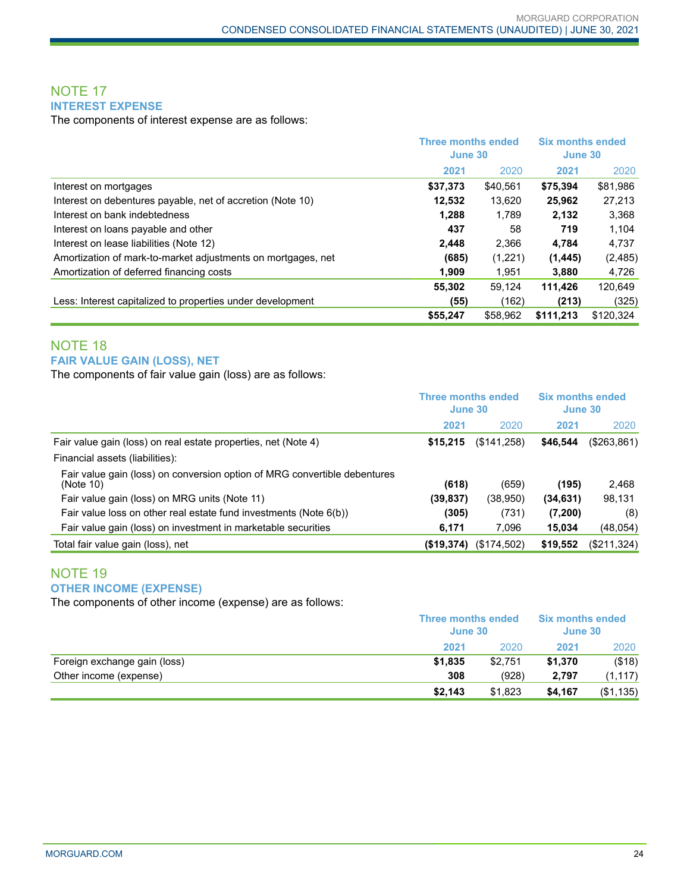## NOTE 17

### INTEREST EXPENSE

The components of interest expense are as follows:

| | Three months ended June 30 | | Six months ended June 30 | |
|---|---|---|---|---|
| | **2021** | 2020 | **2021** | 2020 |
| Interest on mortgages | **$37,373** | $40,561 | **$75,394** | $81,986 |
| Interest on debentures payable, net of accretion (Note 10) | **12,532** | 13,620 | **25,962** | 27,213 |
| Interest on bank indebtedness | **1,288** | 1,789 | **2,132** | 3,368 |
| Interest on loans payable and other | **437** | 58 | **719** | 1,104 |
| Interest on lease liabilities (Note 12) | **2,448** | 2,366 | **4,784** | 4,737 |
| Amortization of mark-to-market adjustments on mortgages, net | **(685)** | (1,221) | **(1,445)** | (2,485) |
| Amortization of deferred financing costs | **1,909** | 1,951 | **3,880** | 4,726 |
| | **55,302** | 59,124 | **111,426** | 120,649 |
| Less: Interest capitalized to properties under development | **(55)** | (162) | **(213)** | (325) |
| | **$55,247** | $58,962 | **$111,213** | $120,324 |

## NOTE 18

### FAIR VALUE GAIN (LOSS), NET

The components of fair value gain (loss) are as follows:

| | Three months ended June 30 | | Six months ended June 30 | |
|---|---|---|---|---|
| | **2021** | 2020 | **2021** | 2020 |
| Fair value gain (loss) on real estate properties, net (Note 4) | **$15,215** | ($141,258) | **$46,544** | ($263,861) |
| Financial assets (liabilities): | | | | |
| Fair value gain (loss) on conversion option of MRG convertible debentures (Note 10) | **(618)** | (659) | **(195)** | 2,468 |
| Fair value gain (loss) on MRG units (Note 11) | **(39,837)** | (38,950) | **(34,631)** | 98,131 |
| Fair value loss on other real estate fund investments (Note 6(b)) | **(305)** | (731) | **(7,200)** | (8) |
| Fair value gain (loss) on investment in marketable securities | **6,171** | 7,096 | **15,034** | (48,054) |
| Total fair value gain (loss), net | **($19,374)** | ($174,502) | **$19,552** | ($211,324) |

## NOTE 19

### OTHER INCOME (EXPENSE)

The components of other income (expense) are as follows:

| | Three months ended June 30 | | Six months ended June 30 | |
|---|---|---|---|---|
| | **2021** | 2020 | **2021** | 2020 |
| Foreign exchange gain (loss) | **$1,835** | $2,751 | **$1,370** | ($18) |
| Other income (expense) | **308** | (928) | **2,797** | (1,117) |
| | **$2,143** | $1,823 | **$4,167** | ($1,135) |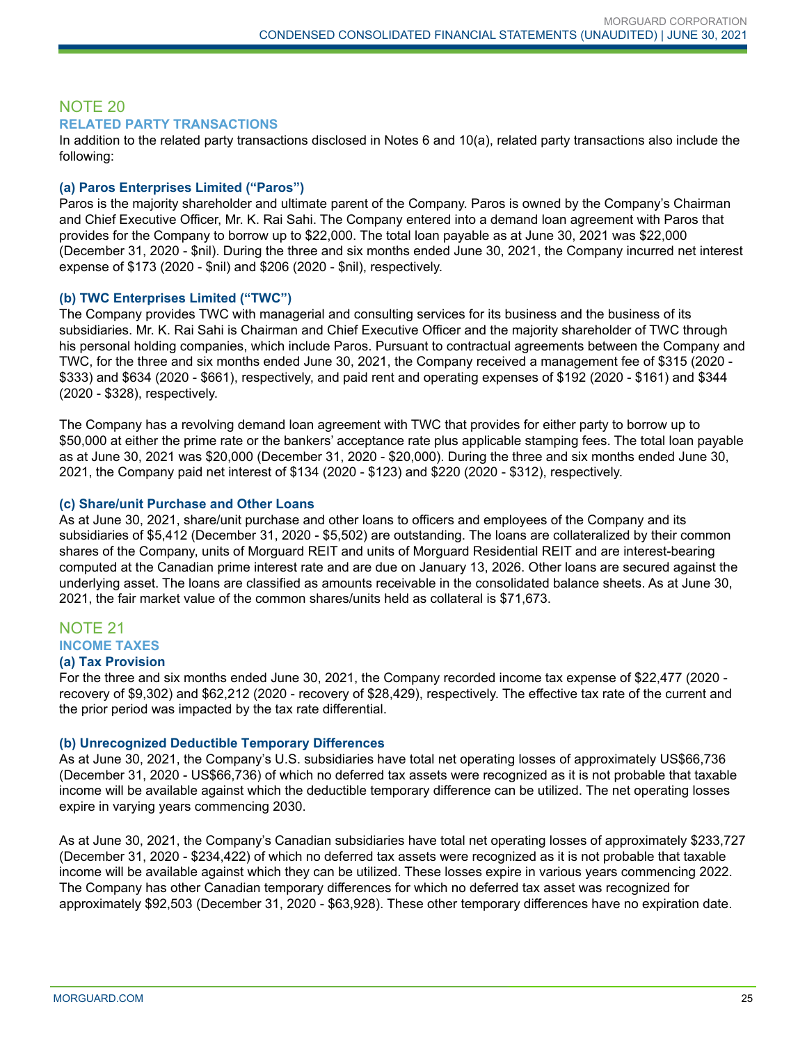## NOTE 20

### RELATED PARTY TRANSACTIONS

In addition to the related party transactions disclosed in Notes 6 and 10(a), related party transactions also include the following:

**(a) Paros Enterprises Limited ("Paros")**

Paros is the majority shareholder and ultimate parent of the Company. Paros is owned by the Company's Chairman and Chief Executive Officer, Mr. K. Rai Sahi. The Company entered into a demand loan agreement with Paros that provides for the Company to borrow up to $22,000. The total loan payable as at June 30, 2021 was $22,000 (December 31, 2020 - $nil). During the three and six months ended June 30, 2021, the Company incurred net interest expense of $173 (2020 - $nil) and $206 (2020 - $nil), respectively.

**(b) TWC Enterprises Limited ("TWC")**

The Company provides TWC with managerial and consulting services for its business and the business of its subsidiaries. Mr. K. Rai Sahi is Chairman and Chief Executive Officer and the majority shareholder of TWC through his personal holding companies, which include Paros. Pursuant to contractual agreements between the Company and TWC, for the three and six months ended June 30, 2021, the Company received a management fee of $315 (2020 - $333) and $634 (2020 - $661), respectively, and paid rent and operating expenses of $192 (2020 - $161) and $344 (2020 - $328), respectively.

The Company has a revolving demand loan agreement with TWC that provides for either party to borrow up to $50,000 at either the prime rate or the bankers' acceptance rate plus applicable stamping fees. The total loan payable as at June 30, 2021 was $20,000 (December 31, 2020 - $20,000). During the three and six months ended June 30, 2021, the Company paid net interest of $134 (2020 - $123) and $220 (2020 - $312), respectively.

**(c) Share/unit Purchase and Other Loans**

As at June 30, 2021, share/unit purchase and other loans to officers and employees of the Company and its subsidiaries of $5,412 (December 31, 2020 - $5,502) are outstanding. The loans are collateralized by their common shares of the Company, units of Morguard REIT and units of Morguard Residential REIT and are interest-bearing computed at the Canadian prime interest rate and are due on January 13, 2026. Other loans are secured against the underlying asset. The loans are classified as amounts receivable in the consolidated balance sheets. As at June 30, 2021, the fair market value of the common shares/units held as collateral is $71,673.

## NOTE 21

### INCOME TAXES

**(a) Tax Provision**

For the three and six months ended June 30, 2021, the Company recorded income tax expense of $22,477 (2020 - recovery of $9,302) and $62,212 (2020 - recovery of $28,429), respectively. The effective tax rate of the current and the prior period was impacted by the tax rate differential.

**(b) Unrecognized Deductible Temporary Differences**

As at June 30, 2021, the Company's U.S. subsidiaries have total net operating losses of approximately US$66,736 (December 31, 2020 - US$66,736) of which no deferred tax assets were recognized as it is not probable that taxable income will be available against which the deductible temporary difference can be utilized. The net operating losses expire in varying years commencing 2030.

As at June 30, 2021, the Company's Canadian subsidiaries have total net operating losses of approximately $233,727 (December 31, 2020 - $234,422) of which no deferred tax assets were recognized as it is not probable that taxable income will be available against which they can be utilized. These losses expire in various years commencing 2022. The Company has other Canadian temporary differences for which no deferred tax asset was recognized for approximately $92,503 (December 31, 2020 - $63,928). These other temporary differences have no expiration date.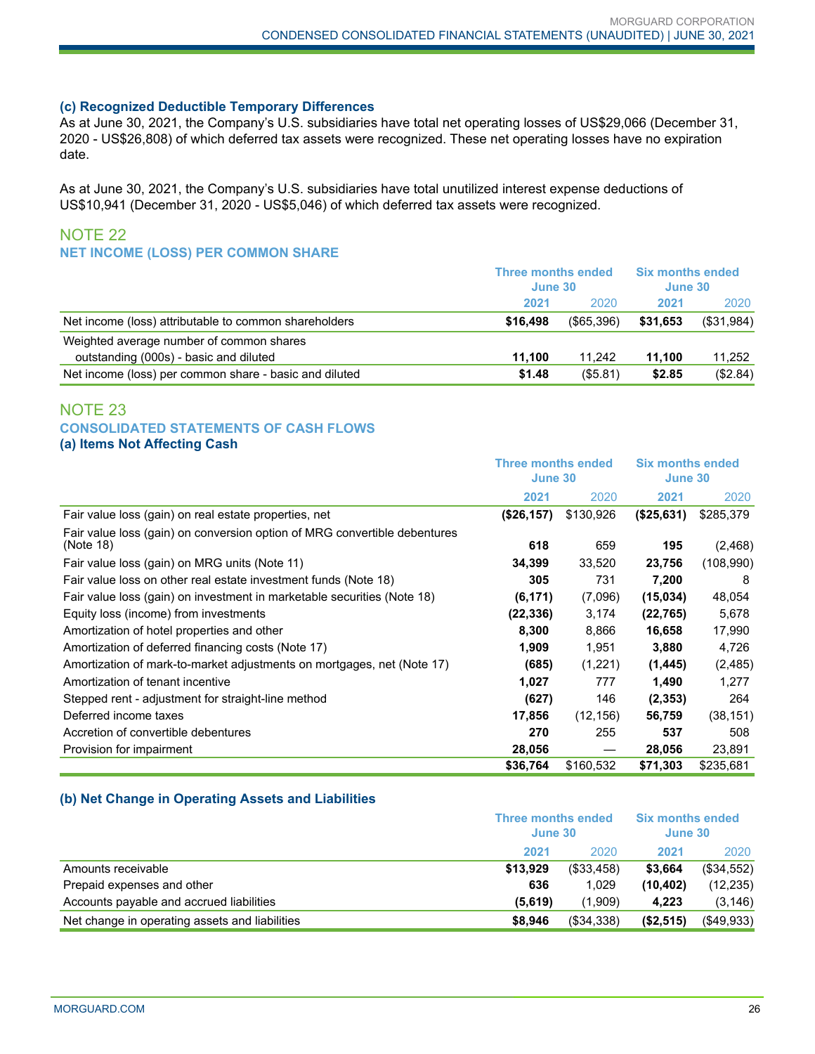### (c) Recognized Deductible Temporary Differences

As at June 30, 2021, the Company's U.S. subsidiaries have total net operating losses of US$29,066 (December 31, 2020 - US$26,808) of which deferred tax assets were recognized. These net operating losses have no expiration date.

As at June 30, 2021, the Company's U.S. subsidiaries have total unutilized interest expense deductions of US$10,941 (December 31, 2020 - US$5,046) of which deferred tax assets were recognized.

## NOTE 22

### NET INCOME (LOSS) PER COMMON SHARE

| | Three months ended June 30 | | Six months ended June 30 | |
|---|---|---|---|---|
| | **2021** | 2020 | **2021** | 2020 |
| Net income (loss) attributable to common shareholders | **$16,498** | ($65,396) | **$31,653** | ($31,984) |
| Weighted average number of common shares outstanding (000s) - basic and diluted | **11,100** | 11,242 | **11,100** | 11,252 |
| Net income (loss) per common share - basic and diluted | **$1.48** | ($5.81) | **$2.85** | ($2.84) |

## NOTE 23

### CONSOLIDATED STATEMENTS OF CASH FLOWS

### (a) Items Not Affecting Cash

| | Three months ended June 30 | | Six months ended June 30 | |
|---|---|---|---|---|
| | **2021** | 2020 | **2021** | 2020 |
| Fair value loss (gain) on real estate properties, net | **($26,157)** | $130,926 | **($25,631)** | $285,379 |
| Fair value loss (gain) on conversion option of MRG convertible debentures (Note 18) | **618** | 659 | **195** | (2,468) |
| Fair value loss (gain) on MRG units (Note 11) | **34,399** | 33,520 | **23,756** | (108,990) |
| Fair value loss on other real estate investment funds (Note 18) | **305** | 731 | **7,200** | 8 |
| Fair value loss (gain) on investment in marketable securities (Note 18) | **(6,171)** | (7,096) | **(15,034)** | 48,054 |
| Equity loss (income) from investments | **(22,336)** | 3,174 | **(22,765)** | 5,678 |
| Amortization of hotel properties and other | **8,300** | 8,866 | **16,658** | 17,990 |
| Amortization of deferred financing costs (Note 17) | **1,909** | 1,951 | **3,880** | 4,726 |
| Amortization of mark-to-market adjustments on mortgages, net (Note 17) | **(685)** | (1,221) | **(1,445)** | (2,485) |
| Amortization of tenant incentive | **1,027** | 777 | **1,490** | 1,277 |
| Stepped rent - adjustment for straight-line method | **(627)** | 146 | **(2,353)** | 264 |
| Deferred income taxes | **17,856** | (12,156) | **56,759** | (38,151) |
| Accretion of convertible debentures | **270** | 255 | **537** | 508 |
| Provision for impairment | **28,056** | — | **28,056** | 23,891 |
| | **$36,764** | $160,532 | **$71,303** | $235,681 |

### (b) Net Change in Operating Assets and Liabilities

| | Three months ended June 30 | | Six months ended June 30 | |
|---|---|---|---|---|
| | **2021** | 2020 | **2021** | 2020 |
| Amounts receivable | **$13,929** | ($33,458) | **$3,664** | ($34,552) |
| Prepaid expenses and other | **636** | 1,029 | **(10,402)** | (12,235) |
| Accounts payable and accrued liabilities | **(5,619)** | (1,909) | **4,223** | (3,146) |
| Net change in operating assets and liabilities | **$8,946** | ($34,338) | **($2,515)** | ($49,933) |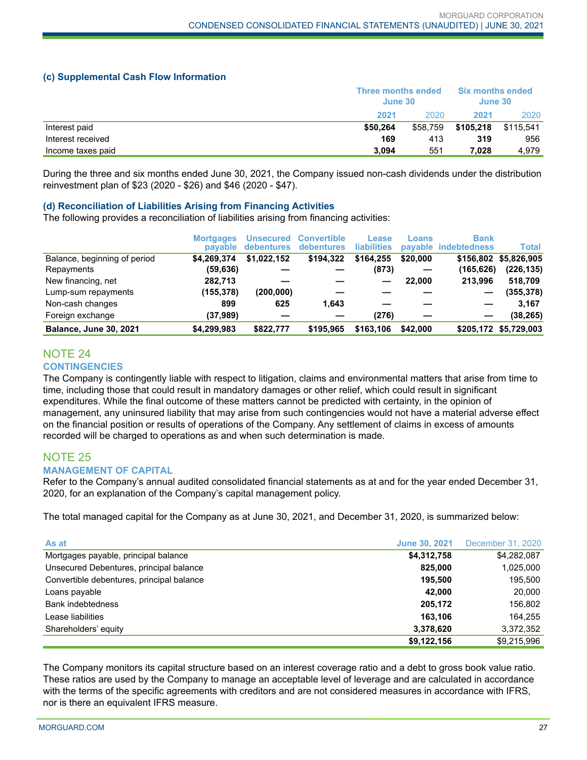### (c) Supplemental Cash Flow Information

| | Three months ended June 30 | | Six months ended June 30 | |
|---|---|---|---|---|
| | **2021** | 2020 | **2021** | 2020 |
| Interest paid | **$50,264** | $58,759 | **$105,218** | $115,541 |
| Interest received | **169** | 413 | **319** | 956 |
| Income taxes paid | **3,094** | 551 | **7,028** | 4,979 |

During the three and six months ended June 30, 2021, the Company issued non-cash dividends under the distribution reinvestment plan of $23 (2020 - $26) and $46 (2020 - $47).

### (d) Reconciliation of Liabilities Arising from Financing Activities

The following provides a reconciliation of liabilities arising from financing activities:

| | Mortgages payable | Unsecured debentures | Convertible debentures | Lease liabilities | Loans payable | Bank indebtedness | Total |
|---|---|---|---|---|---|---|---|
| Balance, beginning of period | $4,269,374 | $1,022,152 | $194,322 | $164,255 | $20,000 | $156,802 | $5,826,905 |
| Repayments | (59,636) | — | — | (873) | — | (165,626) | (226,135) |
| New financing, net | 282,713 | — | — | — | 22,000 | 213,996 | 518,709 |
| Lump-sum repayments | (155,378) | (200,000) | — | — | — | — | (355,378) |
| Non-cash changes | 899 | 625 | 1,643 | — | — | — | 3,167 |
| Foreign exchange | (37,989) | — | — | (276) | — | — | (38,265) |
| **Balance, June 30, 2021** | **$4,299,983** | **$822,777** | **$195,965** | **$163,106** | **$42,000** | **$205,172** | **$5,729,003** |

## NOTE 24
### CONTINGENCIES

The Company is contingently liable with respect to litigation, claims and environmental matters that arise from time to time, including those that could result in mandatory damages or other relief, which could result in significant expenditures. While the final outcome of these matters cannot be predicted with certainty, in the opinion of management, any uninsured liability that may arise from such contingencies would not have a material adverse effect on the financial position or results of operations of the Company. Any settlement of claims in excess of amounts recorded will be charged to operations as and when such determination is made.

## NOTE 25
### MANAGEMENT OF CAPITAL

Refer to the Company's annual audited consolidated financial statements as at and for the year ended December 31, 2020, for an explanation of the Company's capital management policy.

The total managed capital for the Company as at June 30, 2021, and December 31, 2020, is summarized below:

| As at | June 30, 2021 | December 31, 2020 |
|---|---|---|
| Mortgages payable, principal balance | **$4,312,758** | $4,282,087 |
| Unsecured Debentures, principal balance | **825,000** | 1,025,000 |
| Convertible debentures, principal balance | **195,500** | 195,500 |
| Loans payable | **42,000** | 20,000 |
| Bank indebtedness | **205,172** | 156,802 |
| Lease liabilities | **163,106** | 164,255 |
| Shareholders' equity | **3,378,620** | 3,372,352 |
| | **$9,122,156** | $9,215,996 |

The Company monitors its capital structure based on an interest coverage ratio and a debt to gross book value ratio. These ratios are used by the Company to manage an acceptable level of leverage and are calculated in accordance with the terms of the specific agreements with creditors and are not considered measures in accordance with IFRS, nor is there an equivalent IFRS measure.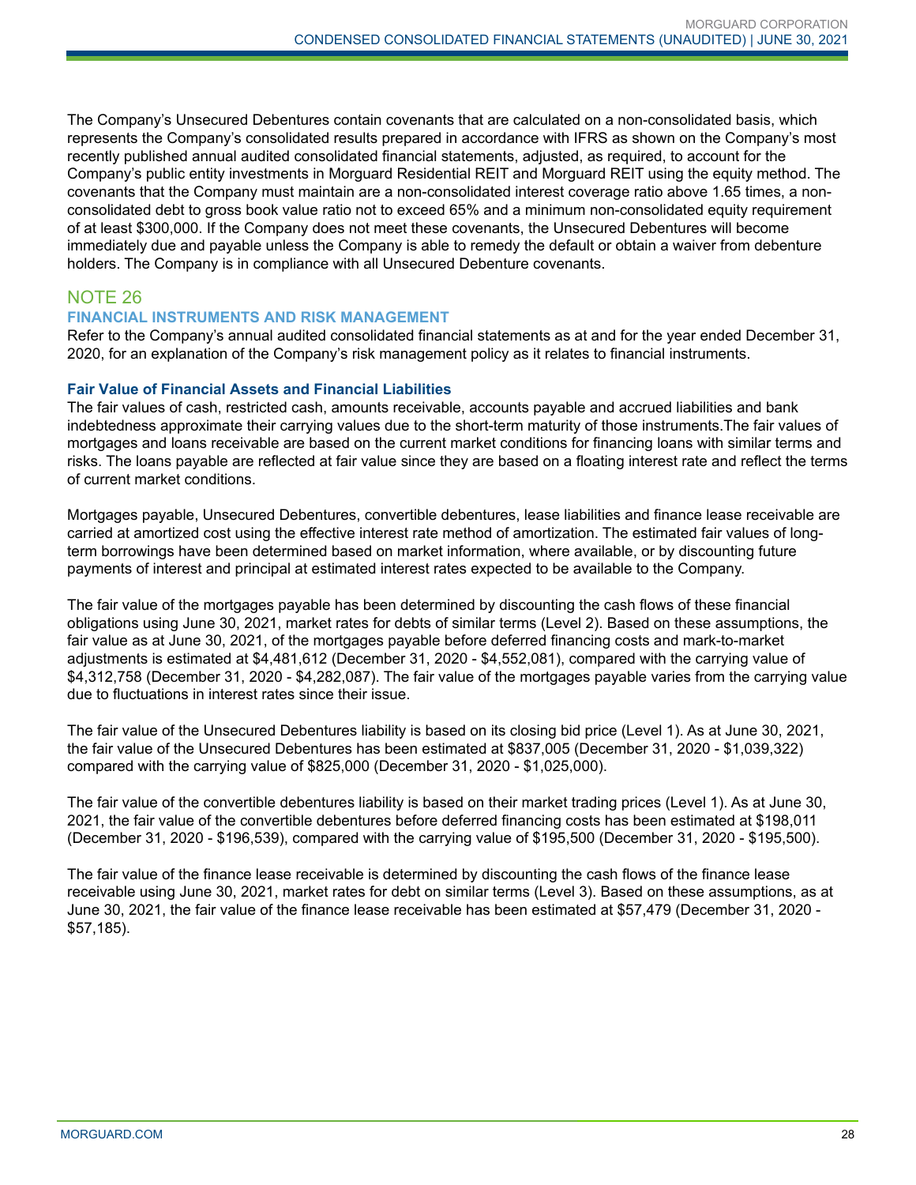The Company's Unsecured Debentures contain covenants that are calculated on a non-consolidated basis, which represents the Company's consolidated results prepared in accordance with IFRS as shown on the Company's most recently published annual audited consolidated financial statements, adjusted, as required, to account for the Company's public entity investments in Morguard Residential REIT and Morguard REIT using the equity method. The covenants that the Company must maintain are a non-consolidated interest coverage ratio above 1.65 times, a non-consolidated debt to gross book value ratio not to exceed 65% and a minimum non-consolidated equity requirement of at least $300,000. If the Company does not meet these covenants, the Unsecured Debentures will become immediately due and payable unless the Company is able to remedy the default or obtain a waiver from debenture holders. The Company is in compliance with all Unsecured Debenture covenants.

## NOTE 26

### FINANCIAL INSTRUMENTS AND RISK MANAGEMENT

Refer to the Company's annual audited consolidated financial statements as at and for the year ended December 31, 2020, for an explanation of the Company's risk management policy as it relates to financial instruments.

#### Fair Value of Financial Assets and Financial Liabilities

The fair values of cash, restricted cash, amounts receivable, accounts payable and accrued liabilities and bank indebtedness approximate their carrying values due to the short-term maturity of those instruments.The fair values of mortgages and loans receivable are based on the current market conditions for financing loans with similar terms and risks. The loans payable are reflected at fair value since they are based on a floating interest rate and reflect the terms of current market conditions.

Mortgages payable, Unsecured Debentures, convertible debentures, lease liabilities and finance lease receivable are carried at amortized cost using the effective interest rate method of amortization. The estimated fair values of long-term borrowings have been determined based on market information, where available, or by discounting future payments of interest and principal at estimated interest rates expected to be available to the Company.

The fair value of the mortgages payable has been determined by discounting the cash flows of these financial obligations using June 30, 2021, market rates for debts of similar terms (Level 2). Based on these assumptions, the fair value as at June 30, 2021, of the mortgages payable before deferred financing costs and mark-to-market adjustments is estimated at $4,481,612 (December 31, 2020 - $4,552,081), compared with the carrying value of $4,312,758 (December 31, 2020 - $4,282,087). The fair value of the mortgages payable varies from the carrying value due to fluctuations in interest rates since their issue.

The fair value of the Unsecured Debentures liability is based on its closing bid price (Level 1). As at June 30, 2021, the fair value of the Unsecured Debentures has been estimated at $837,005 (December 31, 2020 - $1,039,322) compared with the carrying value of $825,000 (December 31, 2020 - $1,025,000).

The fair value of the convertible debentures liability is based on their market trading prices (Level 1). As at June 30, 2021, the fair value of the convertible debentures before deferred financing costs has been estimated at $198,011 (December 31, 2020 - $196,539), compared with the carrying value of $195,500 (December 31, 2020 - $195,500).

The fair value of the finance lease receivable is determined by discounting the cash flows of the finance lease receivable using June 30, 2021, market rates for debt on similar terms (Level 3). Based on these assumptions, as at June 30, 2021, the fair value of the finance lease receivable has been estimated at $57,479 (December 31, 2020 - $57,185).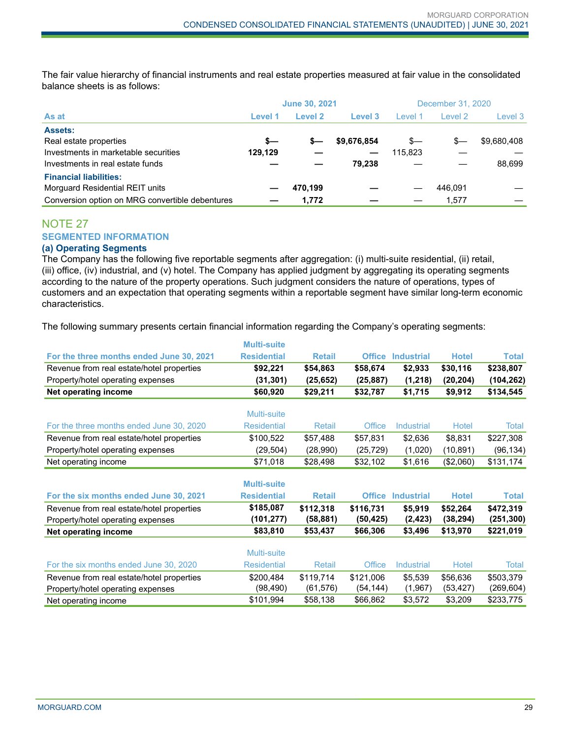The fair value hierarchy of financial instruments and real estate properties measured at fair value in the consolidated balance sheets is as follows:

| As at | June 30, 2021 | | | December 31, 2020 | | |
|---|---|---|---|---|---|---|
| | Level 1 | Level 2 | Level 3 | Level 1 | Level 2 | Level 3 |
| **Assets:** | | | | | | |
| Real estate properties | $— | $— | $9,676,854 | $— | $— | $9,680,408 |
| Investments in marketable securities | 129,129 | — | — | 115,823 | — | — |
| Investments in real estate funds | — | — | 79,238 | — | — | 88,699 |
| **Financial liabilities:** | | | | | | |
| Morguard Residential REIT units | — | 470,199 | — | — | 446,091 | — |
| Conversion option on MRG convertible debentures | — | 1,772 | — | — | 1,577 | — |

## NOTE 27

### SEGMENTED INFORMATION

#### (a) Operating Segments

The Company has the following five reportable segments after aggregation: (i) multi-suite residential, (ii) retail, (iii) office, (iv) industrial, and (v) hotel. The Company has applied judgment by aggregating its operating segments according to the nature of the property operations. Such judgment considers the nature of operations, types of customers and an expectation that operating segments within a reportable segment have similar long-term economic characteristics.

The following summary presents certain financial information regarding the Company's operating segments:

| For the three months ended June 30, 2021 | Multi-suite Residential | Retail | Office | Industrial | Hotel | Total |
|---|---|---|---|---|---|---|
| Revenue from real estate/hotel properties | $92,221 | $54,863 | $58,674 | $2,933 | $30,116 | $238,807 |
| Property/hotel operating expenses | (31,301) | (25,652) | (25,887) | (1,218) | (20,204) | (104,262) |
| **Net operating income** | **$60,920** | **$29,211** | **$32,787** | **$1,715** | **$9,912** | **$134,545** |

| For the three months ended June 30, 2020 | Multi-suite Residential | Retail | Office | Industrial | Hotel | Total |
|---|---|---|---|---|---|---|
| Revenue from real estate/hotel properties | $100,522 | $57,488 | $57,831 | $2,636 | $8,831 | $227,308 |
| Property/hotel operating expenses | (29,504) | (28,990) | (25,729) | (1,020) | (10,891) | (96,134) |
| Net operating income | $71,018 | $28,498 | $32,102 | $1,616 | ($2,060) | $131,174 |

| For the six months ended June 30, 2021 | Multi-suite Residential | Retail | Office | Industrial | Hotel | Total |
|---|---|---|---|---|---|---|
| Revenue from real estate/hotel properties | $185,087 | $112,318 | $116,731 | $5,919 | $52,264 | $472,319 |
| Property/hotel operating expenses | (101,277) | (58,881) | (50,425) | (2,423) | (38,294) | (251,300) |
| **Net operating income** | **$83,810** | **$53,437** | **$66,306** | **$3,496** | **$13,970** | **$221,019** |

| For the six months ended June 30, 2020 | Multi-suite Residential | Retail | Office | Industrial | Hotel | Total |
|---|---|---|---|---|---|---|
| Revenue from real estate/hotel properties | $200,484 | $119,714 | $121,006 | $5,539 | $56,636 | $503,379 |
| Property/hotel operating expenses | (98,490) | (61,576) | (54,144) | (1,967) | (53,427) | (269,604) |
| Net operating income | $101,994 | $58,138 | $66,862 | $3,572 | $3,209 | $233,775 |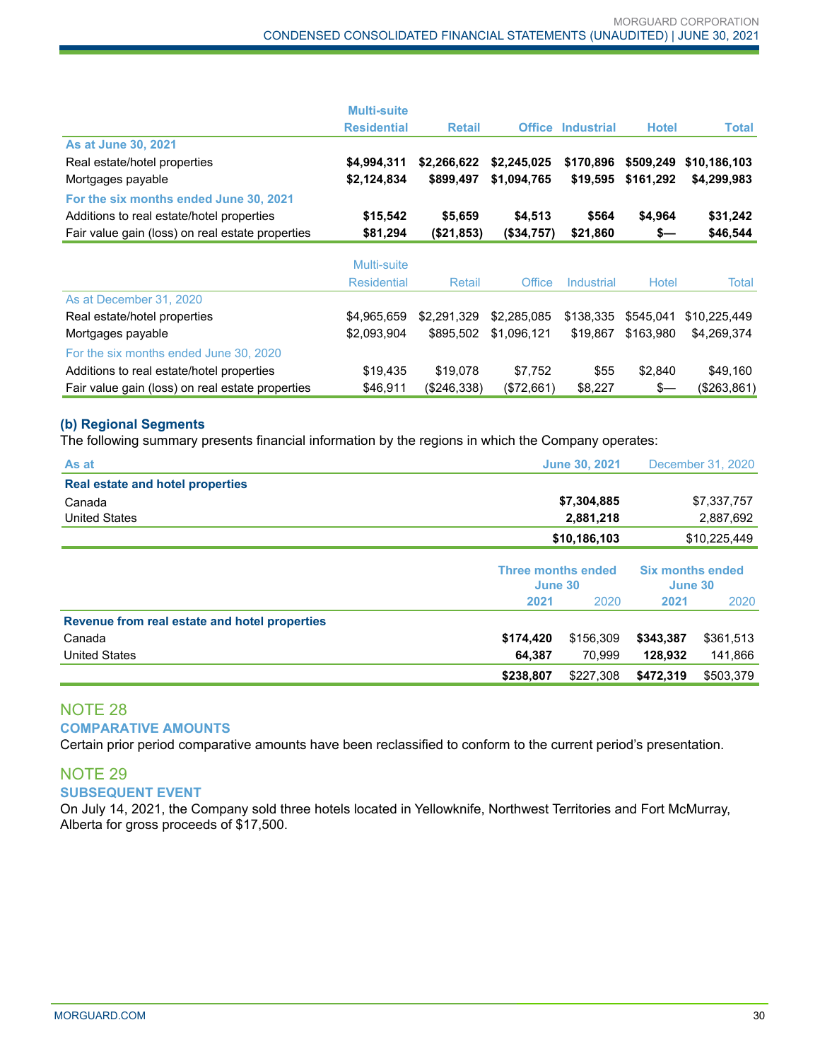| | Multi-suite Residential | Retail | Office | Industrial | Hotel | Total |
|---|---|---|---|---|---|---|
| **As at June 30, 2021** | | | | | | |
| Real estate/hotel properties | **$4,994,311** | **$2,266,622** | **$2,245,025** | **$170,896** | **$509,249** | **$10,186,103** |
| Mortgages payable | **$2,124,834** | **$899,497** | **$1,094,765** | **$19,595** | **$161,292** | **$4,299,983** |
| **For the six months ended June 30, 2021** | | | | | | |
| Additions to real estate/hotel properties | **$15,542** | **$5,659** | **$4,513** | **$564** | **$4,964** | **$31,242** |
| Fair value gain (loss) on real estate properties | **$81,294** | **($21,853)** | **($34,757)** | **$21,860** | **$—** | **$46,544** |

| | Multi-suite Residential | Retail | Office | Industrial | Hotel | Total |
|---|---|---|---|---|---|---|
| As at December 31, 2020 | | | | | | |
| Real estate/hotel properties | $4,965,659 | $2,291,329 | $2,285,085 | $138,335 | $545,041 | $10,225,449 |
| Mortgages payable | $2,093,904 | $895,502 | $1,096,121 | $19,867 | $163,980 | $4,269,374 |
| For the six months ended June 30, 2020 | | | | | | |
| Additions to real estate/hotel properties | $19,435 | $19,078 | $7,752 | $55 | $2,840 | $49,160 |
| Fair value gain (loss) on real estate properties | $46,911 | ($246,338) | ($72,661) | $8,227 | $— | ($263,861) |

**(b) Regional Segments**

The following summary presents financial information by the regions in which the Company operates:

| As at | June 30, 2021 | December 31, 2020 |
|---|---|---|
| **Real estate and hotel properties** | | |
| Canada | **$7,304,885** | $7,337,757 |
| United States | **2,881,218** | 2,887,692 |
| | **$10,186,103** | $10,225,449 |

| | Three months ended June 30 | | Six months ended June 30 | |
|---|---|---|---|---|
| | **2021** | 2020 | **2021** | 2020 |
| **Revenue from real estate and hotel properties** | | | | |
| Canada | **$174,420** | $156,309 | **$343,387** | $361,513 |
| United States | **64,387** | 70,999 | **128,932** | 141,866 |
| | **$238,807** | $227,308 | **$472,319** | $503,379 |

## NOTE 28

### COMPARATIVE AMOUNTS

Certain prior period comparative amounts have been reclassified to conform to the current period's presentation.

## NOTE 29

### SUBSEQUENT EVENT

On July 14, 2021, the Company sold three hotels located in Yellowknife, Northwest Territories and Fort McMurray, Alberta for gross proceeds of $17,500.